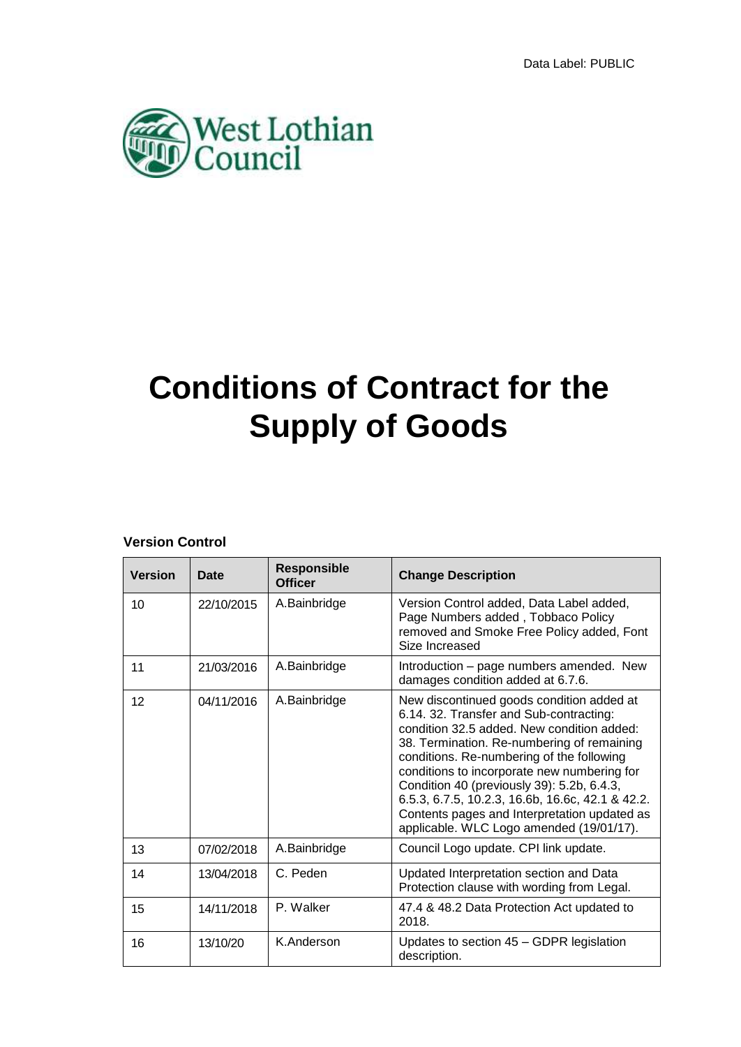Data Label: PUBLIC

West Lothian Council

# Conditions of Contract for the Supply of Goods

**Version Control**

| Version | Date | Responsible Officer | Change Description |
|---|---|---|---|
| 10 | 22/10/2015 | A.Bainbridge | Version Control added, Data Label added, Page Numbers added , Tobbaco Policy removed and Smoke Free Policy added, Font Size Increased |
| 11 | 21/03/2016 | A.Bainbridge | Introduction – page numbers amended. New damages condition added at 6.7.6. |
| 12 | 04/11/2016 | A.Bainbridge | New discontinued goods condition added at 6.14. 32. Transfer and Sub-contracting: condition 32.5 added. New condition added: 38. Termination. Re-numbering of remaining conditions. Re-numbering of the following conditions to incorporate new numbering for Condition 40 (previously 39): 5.2b, 6.4.3, 6.5.3, 6.7.5, 10.2.3, 16.6b, 16.6c, 42.1 & 42.2. Contents pages and Interpretation updated as applicable. WLC Logo amended (19/01/17). |
| 13 | 07/02/2018 | A.Bainbridge | Council Logo update. CPI link update. |
| 14 | 13/04/2018 | C. Peden | Updated Interpretation section and Data Protection clause with wording from Legal. |
| 15 | 14/11/2018 | P. Walker | 47.4 & 48.2 Data Protection Act updated to 2018. |
| 16 | 13/10/20 | K.Anderson | Updates to section 45 – GDPR legislation description. |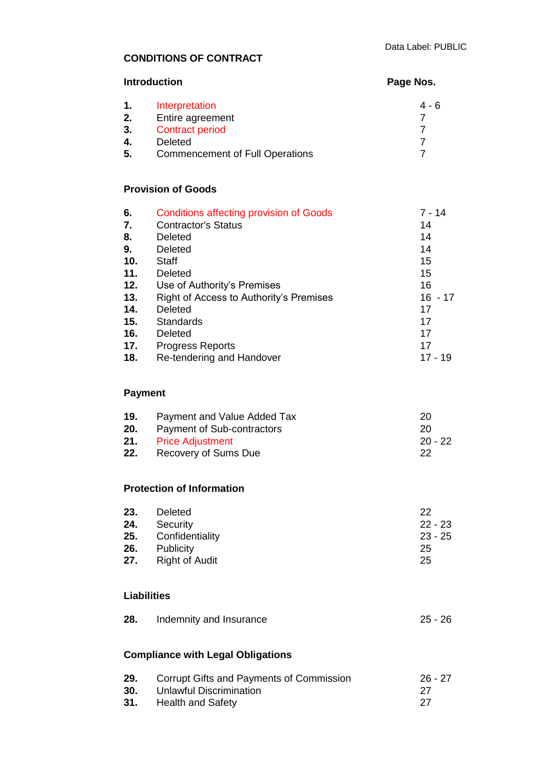Data Label: PUBLIC

# CONDITIONS OF CONTRACT

| **Introduction** | | **Page Nos.** |
|---|---|---|
| **1.** | Interpretation | 4 - 6 |
| **2.** | Entire agreement | 7 |
| **3.** | Contract period | 7 |
| **4.** | Deleted | 7 |
| **5.** | Commencement of Full Operations | 7 |

**Provision of Goods**

| | | |
|---|---|---|
| **6.** | Conditions affecting provision of Goods | 7 - 14 |
| **7.** | Contractor's Status | 14 |
| **8.** | Deleted | 14 |
| **9.** | Deleted | 14 |
| **10.** | Staff | 15 |
| **11.** | Deleted | 15 |
| **12.** | Use of Authority's Premises | 16 |
| **13.** | Right of Access to Authority's Premises | 16 - 17 |
| **14.** | Deleted | 17 |
| **15.** | Standards | 17 |
| **16.** | Deleted | 17 |
| **17.** | Progress Reports | 17 |
| **18.** | Re-tendering and Handover | 17 - 19 |

**Payment**

| | | |
|---|---|---|
| **19.** | Payment and Value Added Tax | 20 |
| **20.** | Payment of Sub-contractors | 20 |
| **21.** | Price Adjustment | 20 - 22 |
| **22.** | Recovery of Sums Due | 22 |

**Protection of Information**

| | | |
|---|---|---|
| **23.** | Deleted | 22 |
| **24.** | Security | 22 - 23 |
| **25.** | Confidentiality | 23 - 25 |
| **26.** | Publicity | 25 |
| **27.** | Right of Audit | 25 |

**Liabilities**

| | | |
|---|---|---|
| **28.** | Indemnity and Insurance | 25 - 26 |

**Compliance with Legal Obligations**

| | | |
|---|---|---|
| **29.** | Corrupt Gifts and Payments of Commission | 26 - 27 |
| **30.** | Unlawful Discrimination | 27 |
| **31.** | Health and Safety | 27 |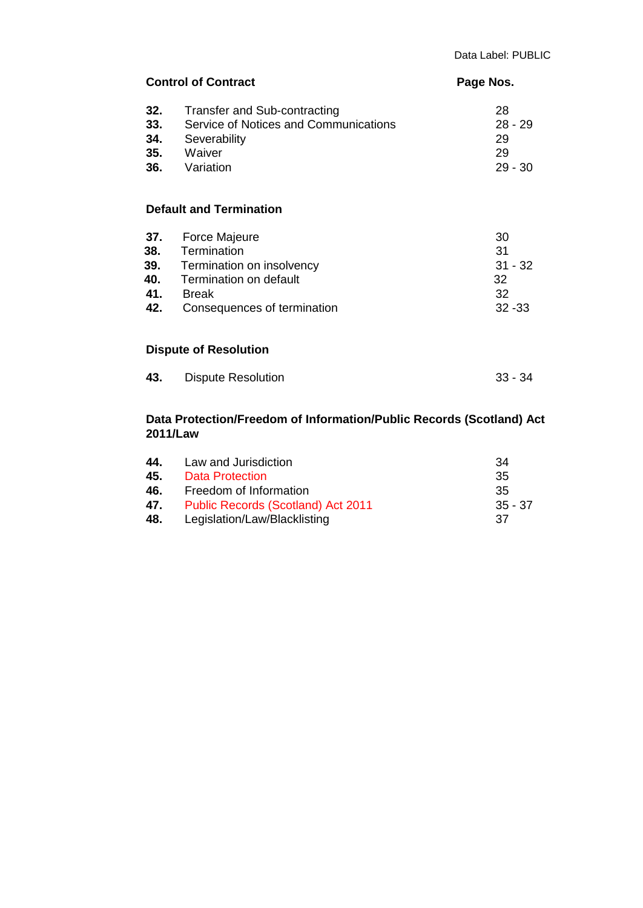Data Label: PUBLIC

| **Control of Contract** | | **Page Nos.** |
| --- | --- | --- |
| **32.** | Transfer and Sub-contracting | 28 |
| **33.** | Service of Notices and Communications | 28 - 29 |
| **34.** | Severability | 29 |
| **35.** | Waiver | 29 |
| **36.** | Variation | 29 - 30 |

**Default and Termination**

| | | |
| --- | --- | --- |
| **37.** | Force Majeure | 30 |
| **38.** | Termination | 31 |
| **39.** | Termination on insolvency | 31 - 32 |
| **40.** | Termination on default | 32 |
| **41.** | Break | 32 |
| **42.** | Consequences of termination | 32 -33 |

**Dispute of Resolution**

| | | |
| --- | --- | --- |
| **43.** | Dispute Resolution | 33 - 34 |

**Data Protection/Freedom of Information/Public Records (Scotland) Act 2011/Law**

| | | |
| --- | --- | --- |
| **44.** | Law and Jurisdiction | 34 |
| **45.** | Data Protection | 35 |
| **46.** | Freedom of Information | 35 |
| **47.** | Public Records (Scotland) Act 2011 | 35 - 37 |
| **48.** | Legislation/Law/Blacklisting | 37 |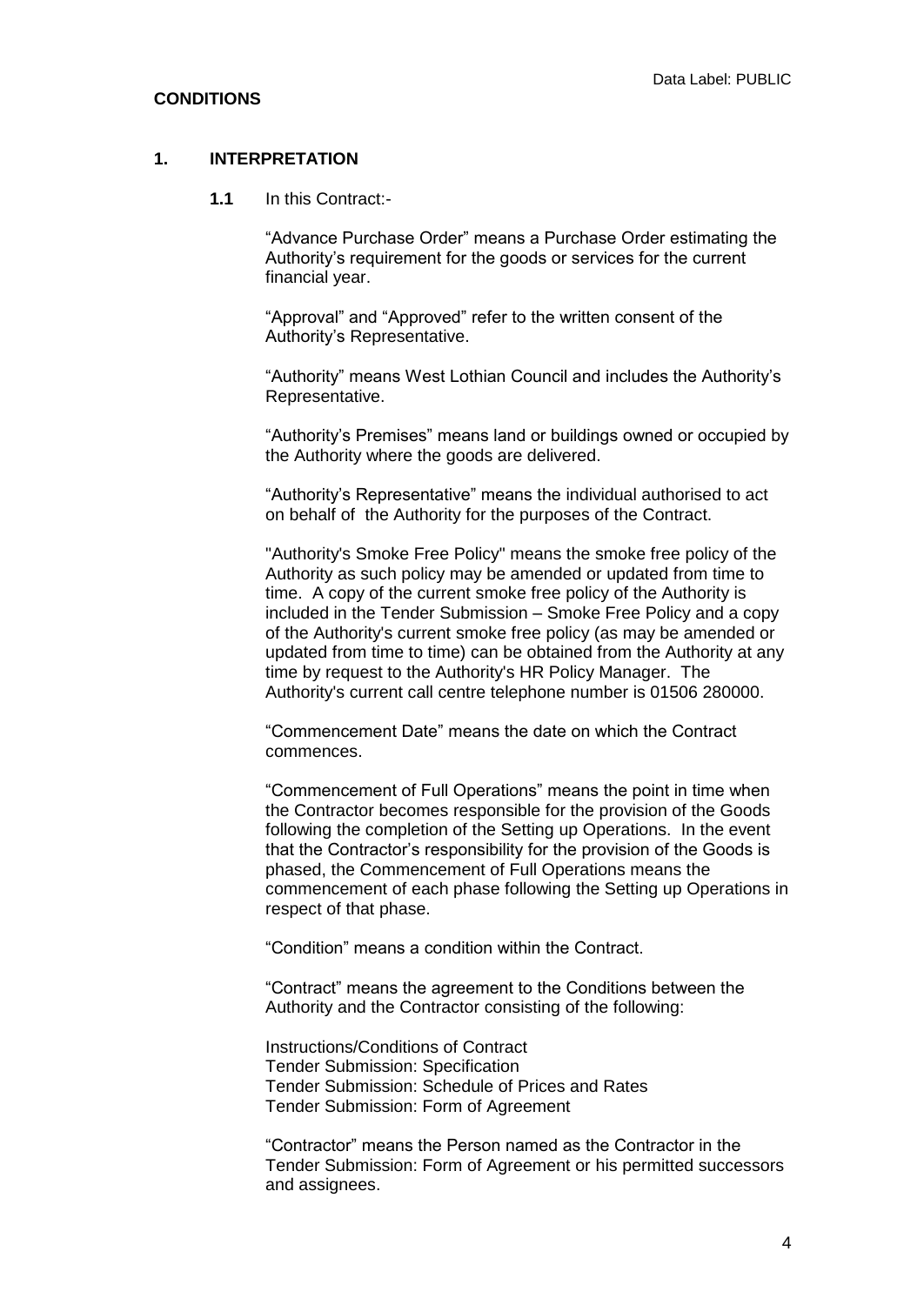**CONDITIONS**

## 1. INTERPRETATION

**1.1** In this Contract:-

"Advance Purchase Order" means a Purchase Order estimating the Authority's requirement for the goods or services for the current financial year.

"Approval" and "Approved" refer to the written consent of the Authority's Representative.

"Authority" means West Lothian Council and includes the Authority's Representative.

"Authority's Premises" means land or buildings owned or occupied by the Authority where the goods are delivered.

"Authority's Representative" means the individual authorised to act on behalf of the Authority for the purposes of the Contract.

"Authority's Smoke Free Policy" means the smoke free policy of the Authority as such policy may be amended or updated from time to time. A copy of the current smoke free policy of the Authority is included in the Tender Submission – Smoke Free Policy and a copy of the Authority's current smoke free policy (as may be amended or updated from time to time) can be obtained from the Authority at any time by request to the Authority's HR Policy Manager. The Authority's current call centre telephone number is 01506 280000.

"Commencement Date" means the date on which the Contract commences.

"Commencement of Full Operations" means the point in time when the Contractor becomes responsible for the provision of the Goods following the completion of the Setting up Operations. In the event that the Contractor's responsibility for the provision of the Goods is phased, the Commencement of Full Operations means the commencement of each phase following the Setting up Operations in respect of that phase.

"Condition" means a condition within the Contract.

"Contract" means the agreement to the Conditions between the Authority and the Contractor consisting of the following:

Instructions/Conditions of Contract
Tender Submission: Specification
Tender Submission: Schedule of Prices and Rates
Tender Submission: Form of Agreement

"Contractor" means the Person named as the Contractor in the Tender Submission: Form of Agreement or his permitted successors and assignees.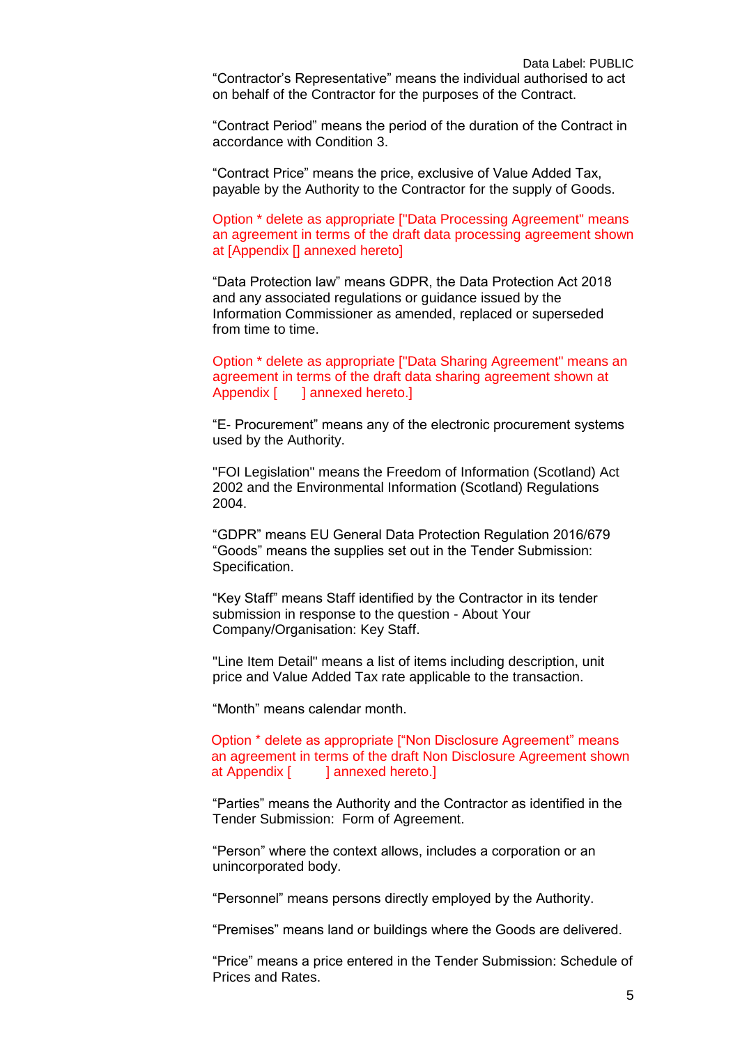“Contractor’s Representative” means the individual authorised to act on behalf of the Contractor for the purposes of the Contract.

“Contract Period” means the period of the duration of the Contract in accordance with Condition 3.

“Contract Price” means the price, exclusive of Value Added Tax, payable by the Authority to the Contractor for the supply of Goods.

Option * delete as appropriate ["Data Processing Agreement" means an agreement in terms of the draft data processing agreement shown at [Appendix [] annexed hereto]

“Data Protection law” means GDPR, the Data Protection Act 2018 and any associated regulations or guidance issued by the Information Commissioner as amended, replaced or superseded from time to time.

Option * delete as appropriate ["Data Sharing Agreement" means an agreement in terms of the draft data sharing agreement shown at Appendix [ ] annexed hereto.]

“E- Procurement” means any of the electronic procurement systems used by the Authority.

"FOI Legislation" means the Freedom of Information (Scotland) Act 2002 and the Environmental Information (Scotland) Regulations 2004.

“GDPR” means EU General Data Protection Regulation 2016/679
“Goods” means the supplies set out in the Tender Submission: Specification.

“Key Staff” means Staff identified by the Contractor in its tender submission in response to the question - About Your Company/Organisation: Key Staff.

"Line Item Detail" means a list of items including description, unit price and Value Added Tax rate applicable to the transaction.

“Month” means calendar month.

Option * delete as appropriate [“Non Disclosure Agreement” means an agreement in terms of the draft Non Disclosure Agreement shown at Appendix [ ] annexed hereto.]

“Parties” means the Authority and the Contractor as identified in the Tender Submission: Form of Agreement.

“Person” where the context allows, includes a corporation or an unincorporated body.

“Personnel” means persons directly employed by the Authority.

“Premises” means land or buildings where the Goods are delivered.

“Price” means a price entered in the Tender Submission: Schedule of Prices and Rates.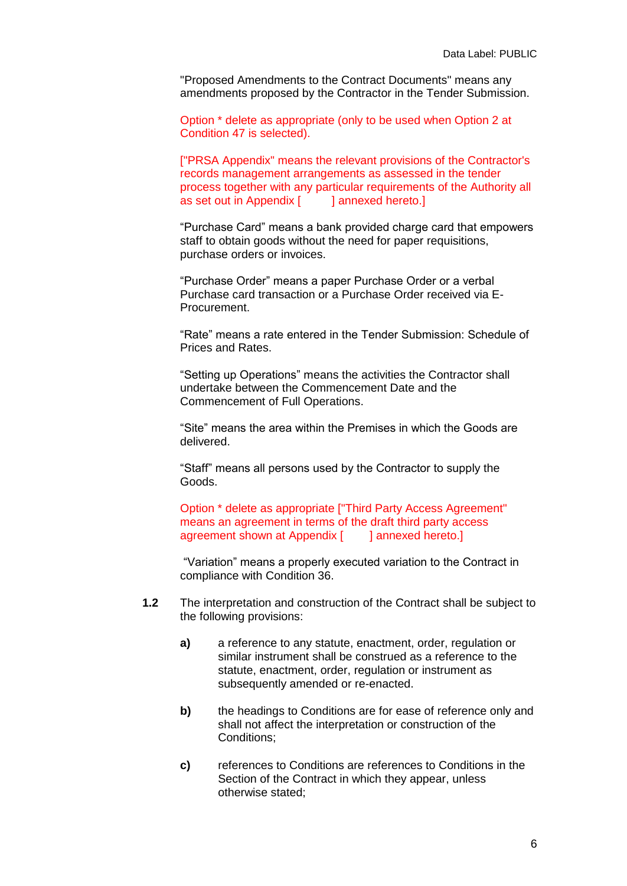"Proposed Amendments to the Contract Documents" means any amendments proposed by the Contractor in the Tender Submission.

Option * delete as appropriate (only to be used when Option 2 at Condition 47 is selected).

["PRSA Appendix" means the relevant provisions of the Contractor's records management arrangements as assessed in the tender process together with any particular requirements of the Authority all as set out in Appendix [        ] annexed hereto.]

"Purchase Card" means a bank provided charge card that empowers staff to obtain goods without the need for paper requisitions, purchase orders or invoices.

"Purchase Order" means a paper Purchase Order or a verbal Purchase card transaction or a Purchase Order received via E-Procurement.

"Rate" means a rate entered in the Tender Submission: Schedule of Prices and Rates.

"Setting up Operations" means the activities the Contractor shall undertake between the Commencement Date and the Commencement of Full Operations.

"Site" means the area within the Premises in which the Goods are delivered.

"Staff" means all persons used by the Contractor to supply the Goods.

Option * delete as appropriate ["Third Party Access Agreement" means an agreement in terms of the draft third party access agreement shown at Appendix [        ] annexed hereto.]

"Variation" means a properly executed variation to the Contract in compliance with Condition 36.

**1.2** The interpretation and construction of the Contract shall be subject to the following provisions:

**a)** a reference to any statute, enactment, order, regulation or similar instrument shall be construed as a reference to the statute, enactment, order, regulation or instrument as subsequently amended or re-enacted.

**b)** the headings to Conditions are for ease of reference only and shall not affect the interpretation or construction of the Conditions;

**c)** references to Conditions are references to Conditions in the Section of the Contract in which they appear, unless otherwise stated;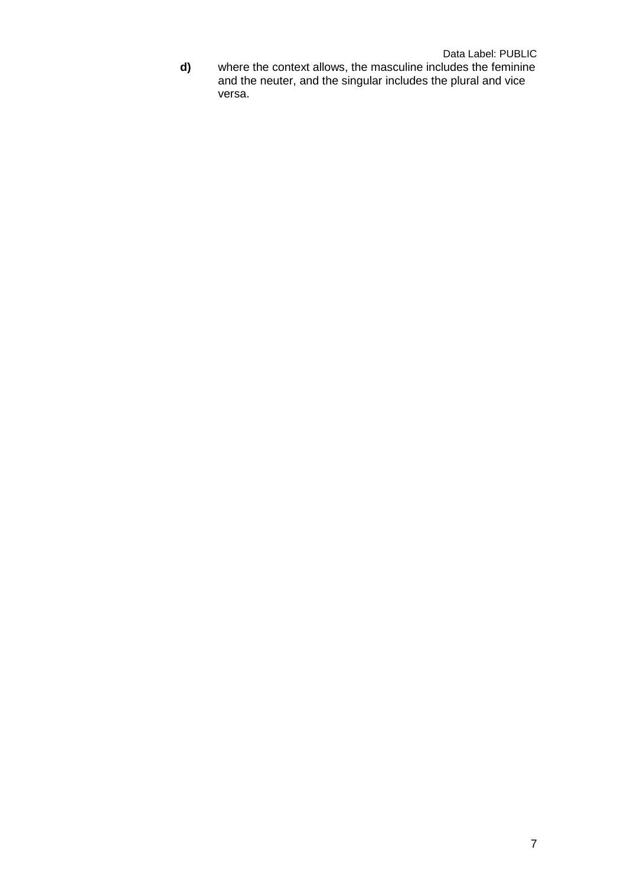**d)** where the context allows, the masculine includes the feminine and the neuter, and the singular includes the plural and vice versa.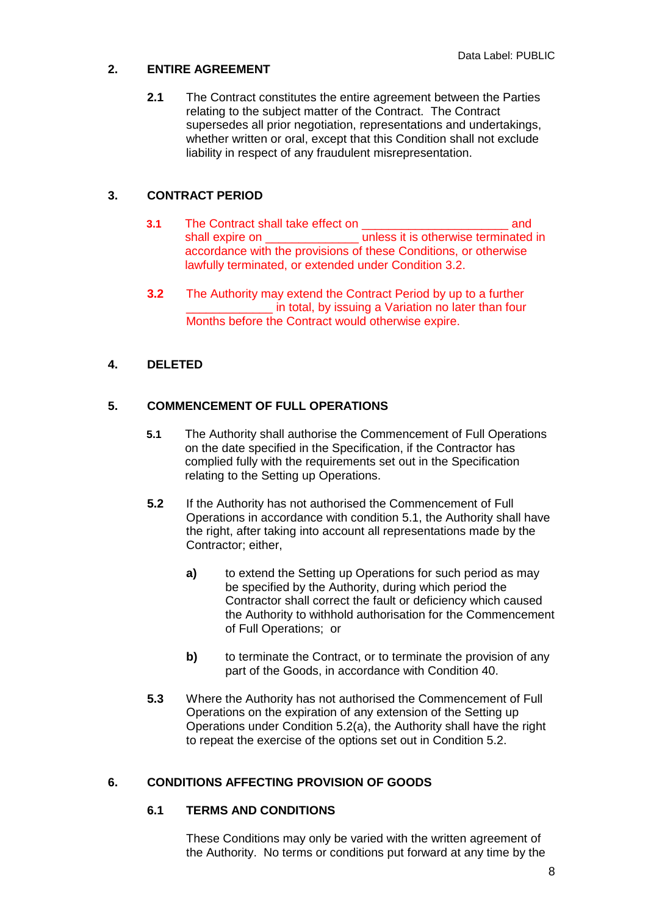## 2. ENTIRE AGREEMENT

**2.1** The Contract constitutes the entire agreement between the Parties relating to the subject matter of the Contract. The Contract supersedes all prior negotiation, representations and undertakings, whether written or oral, except that this Condition shall not exclude liability in respect of any fraudulent misrepresentation.

## 3. CONTRACT PERIOD

**3.1** The Contract shall take effect on ______________________ and shall expire on ______________ unless it is otherwise terminated in accordance with the provisions of these Conditions, or otherwise lawfully terminated, or extended under Condition 3.2.

**3.2** The Authority may extend the Contract Period by up to a further _____________ in total, by issuing a Variation no later than four Months before the Contract would otherwise expire.

## 4. DELETED

## 5. COMMENCEMENT OF FULL OPERATIONS

**5.1** The Authority shall authorise the Commencement of Full Operations on the date specified in the Specification, if the Contractor has complied fully with the requirements set out in the Specification relating to the Setting up Operations.

**5.2** If the Authority has not authorised the Commencement of Full Operations in accordance with condition 5.1, the Authority shall have the right, after taking into account all representations made by the Contractor; either,

**a)** to extend the Setting up Operations for such period as may be specified by the Authority, during which period the Contractor shall correct the fault or deficiency which caused the Authority to withhold authorisation for the Commencement of Full Operations; or

**b)** to terminate the Contract, or to terminate the provision of any part of the Goods, in accordance with Condition 40.

**5.3** Where the Authority has not authorised the Commencement of Full Operations on the expiration of any extension of the Setting up Operations under Condition 5.2(a), the Authority shall have the right to repeat the exercise of the options set out in Condition 5.2.

## 6. CONDITIONS AFFECTING PROVISION OF GOODS

### 6.1 TERMS AND CONDITIONS

These Conditions may only be varied with the written agreement of the Authority. No terms or conditions put forward at any time by the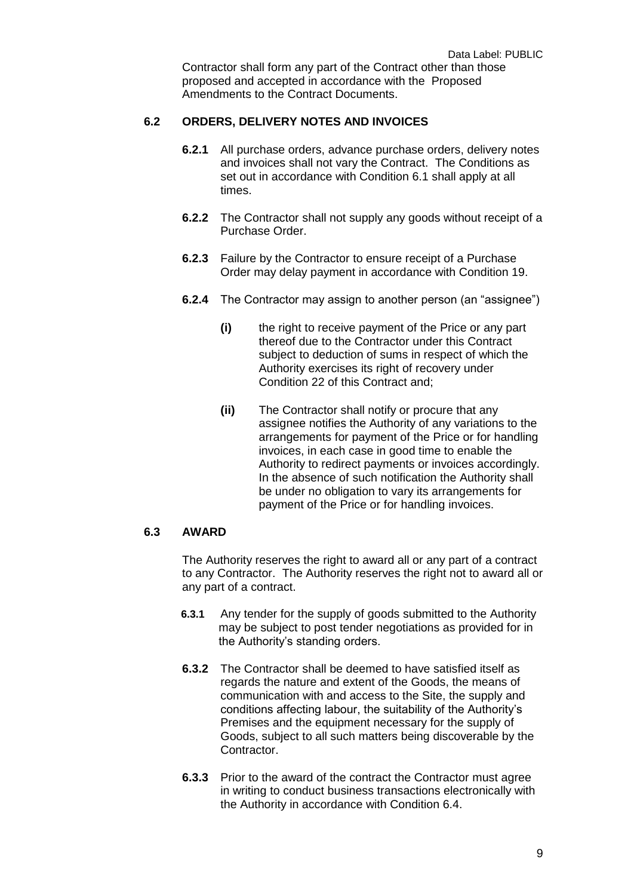Contractor shall form any part of the Contract other than those proposed and accepted in accordance with the Proposed Amendments to the Contract Documents.

## 6.2 ORDERS, DELIVERY NOTES AND INVOICES

**6.2.1** All purchase orders, advance purchase orders, delivery notes and invoices shall not vary the Contract. The Conditions as set out in accordance with Condition 6.1 shall apply at all times.

**6.2.2** The Contractor shall not supply any goods without receipt of a Purchase Order.

**6.2.3** Failure by the Contractor to ensure receipt of a Purchase Order may delay payment in accordance with Condition 19.

**6.2.4** The Contractor may assign to another person (an "assignee")

**(i)** the right to receive payment of the Price or any part thereof due to the Contractor under this Contract subject to deduction of sums in respect of which the Authority exercises its right of recovery under Condition 22 of this Contract and;

**(ii)** The Contractor shall notify or procure that any assignee notifies the Authority of any variations to the arrangements for payment of the Price or for handling invoices, in each case in good time to enable the Authority to redirect payments or invoices accordingly. In the absence of such notification the Authority shall be under no obligation to vary its arrangements for payment of the Price or for handling invoices.

## 6.3 AWARD

The Authority reserves the right to award all or any part of a contract to any Contractor. The Authority reserves the right not to award all or any part of a contract.

**6.3.1** Any tender for the supply of goods submitted to the Authority may be subject to post tender negotiations as provided for in the Authority's standing orders.

**6.3.2** The Contractor shall be deemed to have satisfied itself as regards the nature and extent of the Goods, the means of communication with and access to the Site, the supply and conditions affecting labour, the suitability of the Authority's Premises and the equipment necessary for the supply of Goods, subject to all such matters being discoverable by the Contractor.

**6.3.3** Prior to the award of the contract the Contractor must agree in writing to conduct business transactions electronically with the Authority in accordance with Condition 6.4.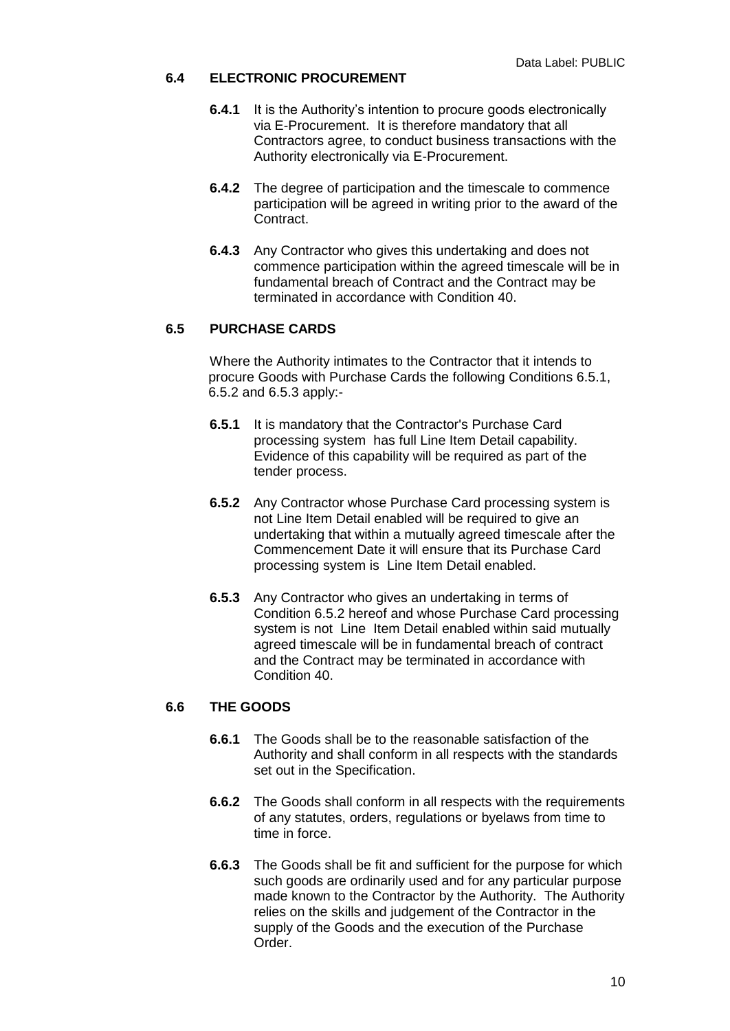### 6.4 ELECTRONIC PROCUREMENT

**6.4.1** It is the Authority's intention to procure goods electronically via E-Procurement. It is therefore mandatory that all Contractors agree, to conduct business transactions with the Authority electronically via E-Procurement.

**6.4.2** The degree of participation and the timescale to commence participation will be agreed in writing prior to the award of the Contract.

**6.4.3** Any Contractor who gives this undertaking and does not commence participation within the agreed timescale will be in fundamental breach of Contract and the Contract may be terminated in accordance with Condition 40.

### 6.5 PURCHASE CARDS

Where the Authority intimates to the Contractor that it intends to procure Goods with Purchase Cards the following Conditions 6.5.1, 6.5.2 and 6.5.3 apply:-

**6.5.1** It is mandatory that the Contractor's Purchase Card processing system has full Line Item Detail capability. Evidence of this capability will be required as part of the tender process.

**6.5.2** Any Contractor whose Purchase Card processing system is not Line Item Detail enabled will be required to give an undertaking that within a mutually agreed timescale after the Commencement Date it will ensure that its Purchase Card processing system is Line Item Detail enabled.

**6.5.3** Any Contractor who gives an undertaking in terms of Condition 6.5.2 hereof and whose Purchase Card processing system is not Line Item Detail enabled within said mutually agreed timescale will be in fundamental breach of contract and the Contract may be terminated in accordance with Condition 40.

### 6.6 THE GOODS

**6.6.1** The Goods shall be to the reasonable satisfaction of the Authority and shall conform in all respects with the standards set out in the Specification.

**6.6.2** The Goods shall conform in all respects with the requirements of any statutes, orders, regulations or byelaws from time to time in force.

**6.6.3** The Goods shall be fit and sufficient for the purpose for which such goods are ordinarily used and for any particular purpose made known to the Contractor by the Authority. The Authority relies on the skills and judgement of the Contractor in the supply of the Goods and the execution of the Purchase Order.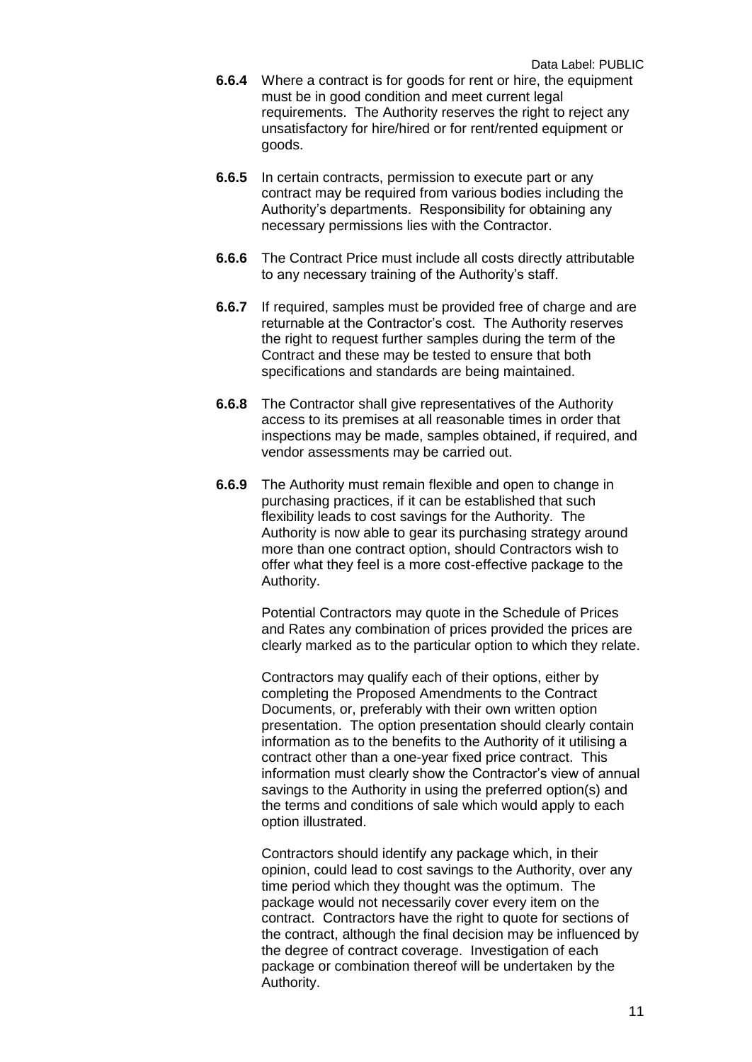**6.6.4** Where a contract is for goods for rent or hire, the equipment must be in good condition and meet current legal requirements. The Authority reserves the right to reject any unsatisfactory for hire/hired or for rent/rented equipment or goods.

**6.6.5** In certain contracts, permission to execute part or any contract may be required from various bodies including the Authority's departments. Responsibility for obtaining any necessary permissions lies with the Contractor.

**6.6.6** The Contract Price must include all costs directly attributable to any necessary training of the Authority's staff.

**6.6.7** If required, samples must be provided free of charge and are returnable at the Contractor's cost. The Authority reserves the right to request further samples during the term of the Contract and these may be tested to ensure that both specifications and standards are being maintained.

**6.6.8** The Contractor shall give representatives of the Authority access to its premises at all reasonable times in order that inspections may be made, samples obtained, if required, and vendor assessments may be carried out.

**6.6.9** The Authority must remain flexible and open to change in purchasing practices, if it can be established that such flexibility leads to cost savings for the Authority. The Authority is now able to gear its purchasing strategy around more than one contract option, should Contractors wish to offer what they feel is a more cost-effective package to the Authority.

Potential Contractors may quote in the Schedule of Prices and Rates any combination of prices provided the prices are clearly marked as to the particular option to which they relate.

Contractors may qualify each of their options, either by completing the Proposed Amendments to the Contract Documents, or, preferably with their own written option presentation. The option presentation should clearly contain information as to the benefits to the Authority of it utilising a contract other than a one-year fixed price contract. This information must clearly show the Contractor's view of annual savings to the Authority in using the preferred option(s) and the terms and conditions of sale which would apply to each option illustrated.

Contractors should identify any package which, in their opinion, could lead to cost savings to the Authority, over any time period which they thought was the optimum. The package would not necessarily cover every item on the contract. Contractors have the right to quote for sections of the contract, although the final decision may be influenced by the degree of contract coverage. Investigation of each package or combination thereof will be undertaken by the Authority.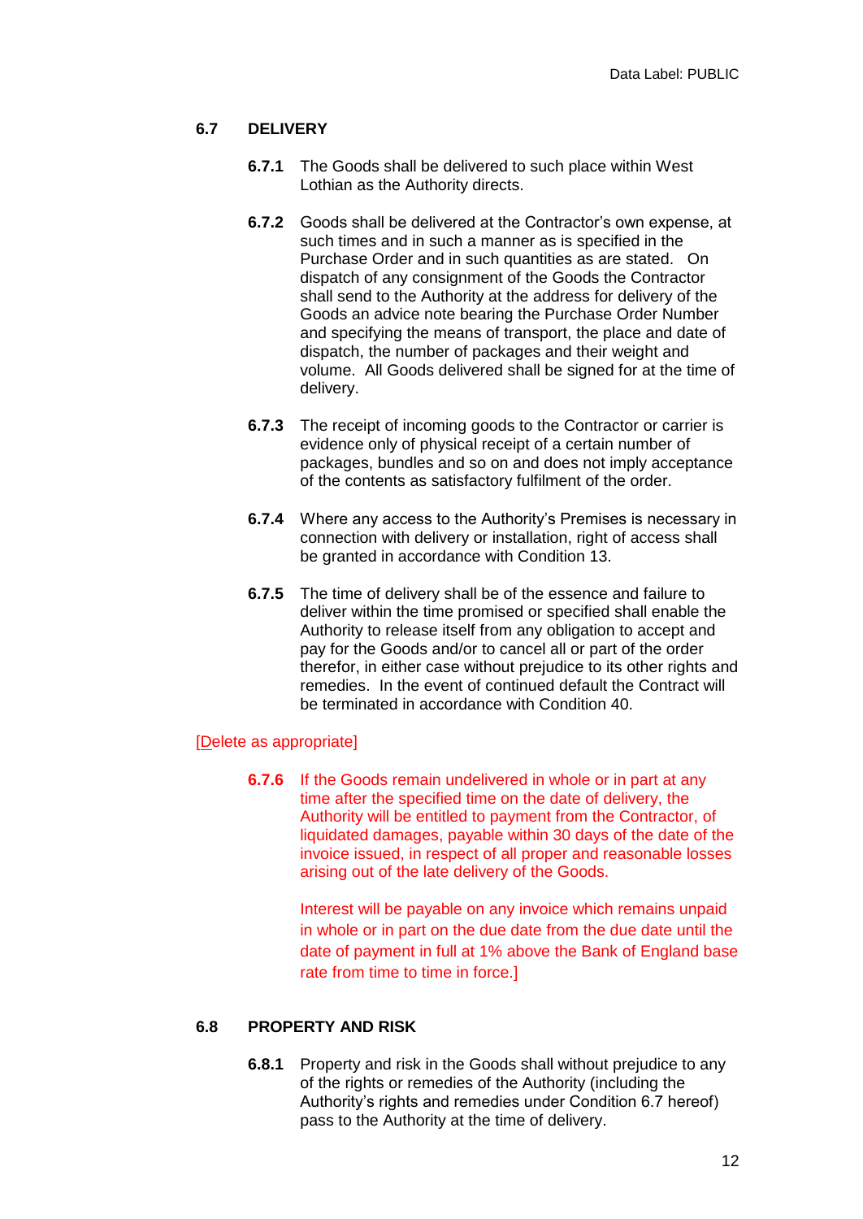## 6.7 DELIVERY

**6.7.1** The Goods shall be delivered to such place within West Lothian as the Authority directs.

**6.7.2** Goods shall be delivered at the Contractor's own expense, at such times and in such a manner as is specified in the Purchase Order and in such quantities as are stated. On dispatch of any consignment of the Goods the Contractor shall send to the Authority at the address for delivery of the Goods an advice note bearing the Purchase Order Number and specifying the means of transport, the place and date of dispatch, the number of packages and their weight and volume. All Goods delivered shall be signed for at the time of delivery.

**6.7.3** The receipt of incoming goods to the Contractor or carrier is evidence only of physical receipt of a certain number of packages, bundles and so on and does not imply acceptance of the contents as satisfactory fulfilment of the order.

**6.7.4** Where any access to the Authority's Premises is necessary in connection with delivery or installation, right of access shall be granted in accordance with Condition 13.

**6.7.5** The time of delivery shall be of the essence and failure to deliver within the time promised or specified shall enable the Authority to release itself from any obligation to accept and pay for the Goods and/or to cancel all or part of the order therefor, in either case without prejudice to its other rights and remedies. In the event of continued default the Contract will be terminated in accordance with Condition 40.

[Delete as appropriate]

**6.7.6** If the Goods remain undelivered in whole or in part at any time after the specified time on the date of delivery, the Authority will be entitled to payment from the Contractor, of liquidated damages, payable within 30 days of the date of the invoice issued, in respect of all proper and reasonable losses arising out of the late delivery of the Goods.

Interest will be payable on any invoice which remains unpaid in whole or in part on the due date from the due date until the date of payment in full at 1% above the Bank of England base rate from time to time in force.]

## 6.8 PROPERTY AND RISK

**6.8.1** Property and risk in the Goods shall without prejudice to any of the rights or remedies of the Authority (including the Authority's rights and remedies under Condition 6.7 hereof) pass to the Authority at the time of delivery.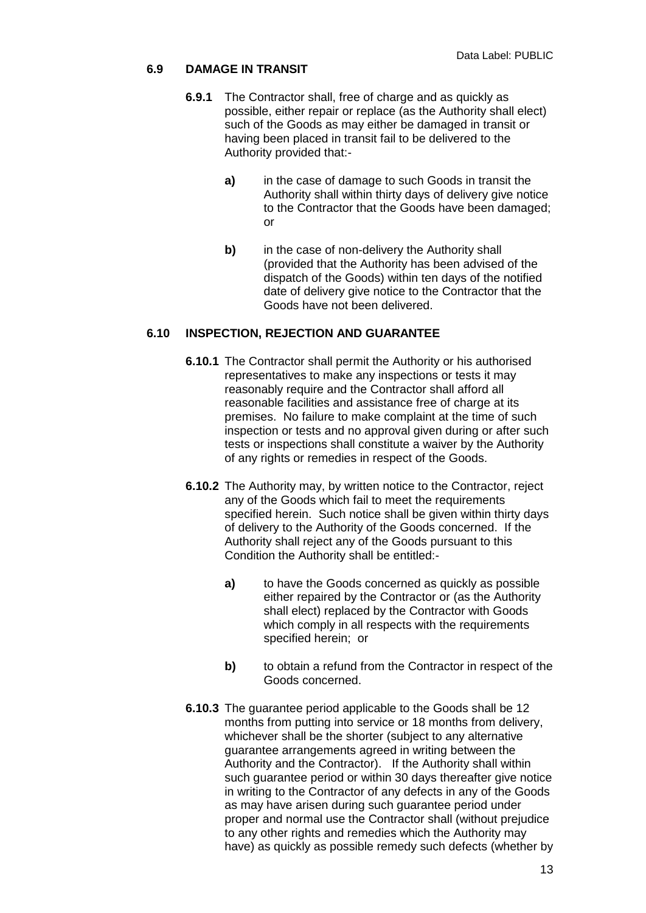### 6.9 DAMAGE IN TRANSIT

**6.9.1** The Contractor shall, free of charge and as quickly as possible, either repair or replace (as the Authority shall elect) such of the Goods as may either be damaged in transit or having been placed in transit fail to be delivered to the Authority provided that:-

**a)** in the case of damage to such Goods in transit the Authority shall within thirty days of delivery give notice to the Contractor that the Goods have been damaged; or

**b)** in the case of non-delivery the Authority shall (provided that the Authority has been advised of the dispatch of the Goods) within ten days of the notified date of delivery give notice to the Contractor that the Goods have not been delivered.

### 6.10 INSPECTION, REJECTION AND GUARANTEE

**6.10.1** The Contractor shall permit the Authority or his authorised representatives to make any inspections or tests it may reasonably require and the Contractor shall afford all reasonable facilities and assistance free of charge at its premises. No failure to make complaint at the time of such inspection or tests and no approval given during or after such tests or inspections shall constitute a waiver by the Authority of any rights or remedies in respect of the Goods.

**6.10.2** The Authority may, by written notice to the Contractor, reject any of the Goods which fail to meet the requirements specified herein. Such notice shall be given within thirty days of delivery to the Authority of the Goods concerned. If the Authority shall reject any of the Goods pursuant to this Condition the Authority shall be entitled:-

**a)** to have the Goods concerned as quickly as possible either repaired by the Contractor or (as the Authority shall elect) replaced by the Contractor with Goods which comply in all respects with the requirements specified herein; or

**b)** to obtain a refund from the Contractor in respect of the Goods concerned.

**6.10.3** The guarantee period applicable to the Goods shall be 12 months from putting into service or 18 months from delivery, whichever shall be the shorter (subject to any alternative guarantee arrangements agreed in writing between the Authority and the Contractor). If the Authority shall within such guarantee period or within 30 days thereafter give notice in writing to the Contractor of any defects in any of the Goods as may have arisen during such guarantee period under proper and normal use the Contractor shall (without prejudice to any other rights and remedies which the Authority may have) as quickly as possible remedy such defects (whether by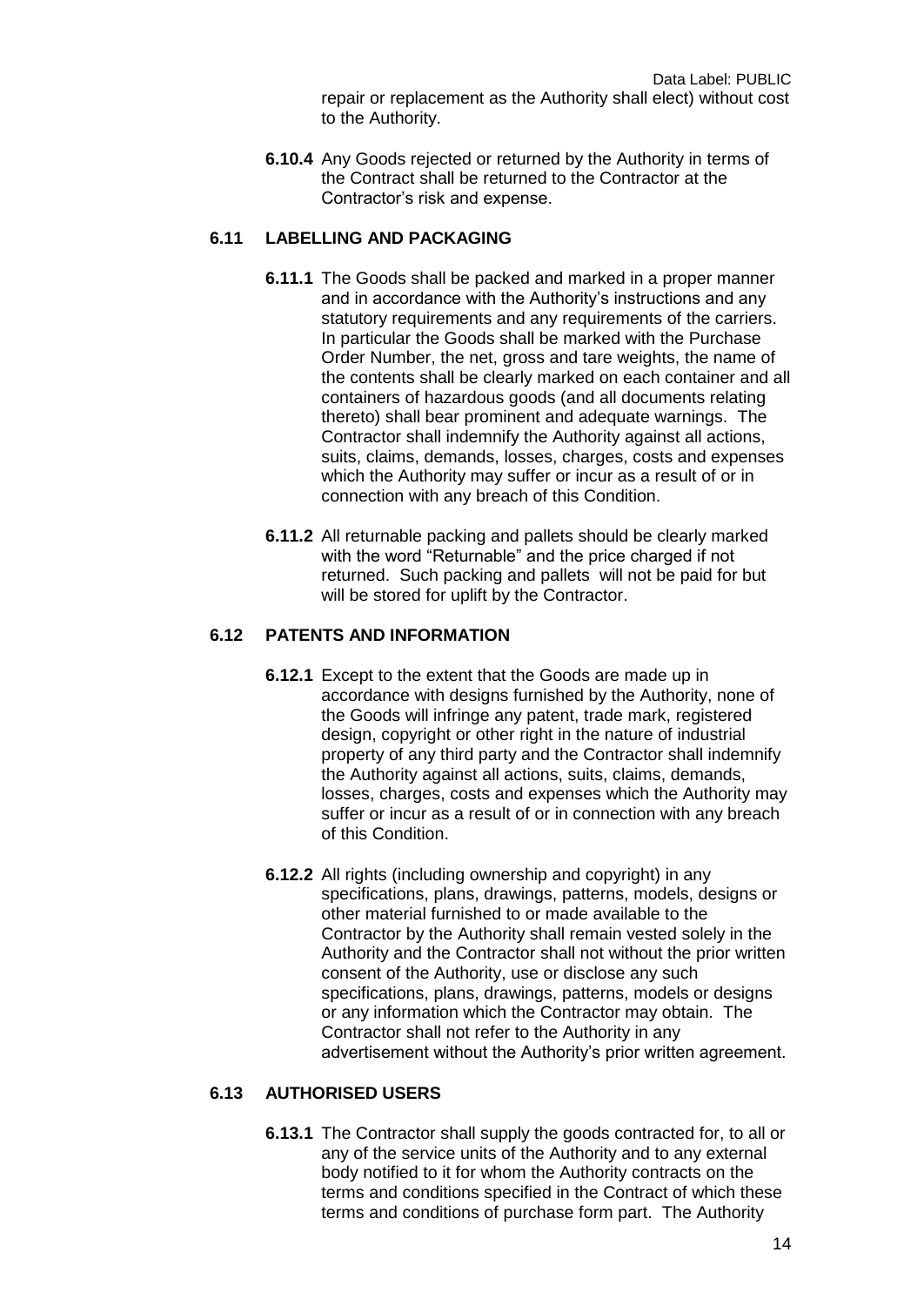repair or replacement as the Authority shall elect) without cost to the Authority.

**6.10.4** Any Goods rejected or returned by the Authority in terms of the Contract shall be returned to the Contractor at the Contractor's risk and expense.

### 6.11 LABELLING AND PACKAGING

**6.11.1** The Goods shall be packed and marked in a proper manner and in accordance with the Authority's instructions and any statutory requirements and any requirements of the carriers. In particular the Goods shall be marked with the Purchase Order Number, the net, gross and tare weights, the name of the contents shall be clearly marked on each container and all containers of hazardous goods (and all documents relating thereto) shall bear prominent and adequate warnings. The Contractor shall indemnify the Authority against all actions, suits, claims, demands, losses, charges, costs and expenses which the Authority may suffer or incur as a result of or in connection with any breach of this Condition.

**6.11.2** All returnable packing and pallets should be clearly marked with the word "Returnable" and the price charged if not returned. Such packing and pallets will not be paid for but will be stored for uplift by the Contractor.

### 6.12 PATENTS AND INFORMATION

**6.12.1** Except to the extent that the Goods are made up in accordance with designs furnished by the Authority, none of the Goods will infringe any patent, trade mark, registered design, copyright or other right in the nature of industrial property of any third party and the Contractor shall indemnify the Authority against all actions, suits, claims, demands, losses, charges, costs and expenses which the Authority may suffer or incur as a result of or in connection with any breach of this Condition.

**6.12.2** All rights (including ownership and copyright) in any specifications, plans, drawings, patterns, models, designs or other material furnished to or made available to the Contractor by the Authority shall remain vested solely in the Authority and the Contractor shall not without the prior written consent of the Authority, use or disclose any such specifications, plans, drawings, patterns, models or designs or any information which the Contractor may obtain. The Contractor shall not refer to the Authority in any advertisement without the Authority's prior written agreement.

### 6.13 AUTHORISED USERS

**6.13.1** The Contractor shall supply the goods contracted for, to all or any of the service units of the Authority and to any external body notified to it for whom the Authority contracts on the terms and conditions specified in the Contract of which these terms and conditions of purchase form part. The Authority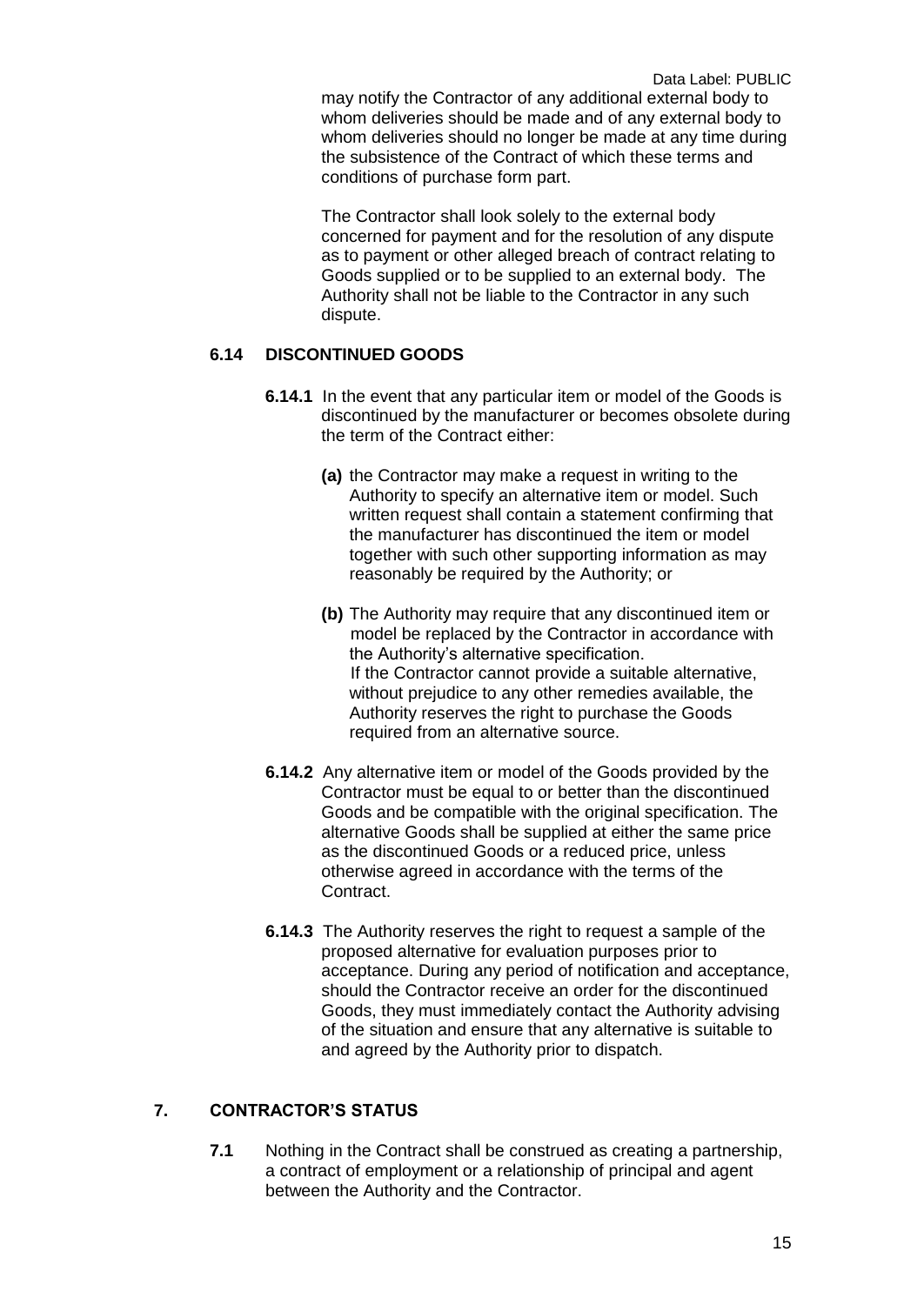may notify the Contractor of any additional external body to whom deliveries should be made and of any external body to whom deliveries should no longer be made at any time during the subsistence of the Contract of which these terms and conditions of purchase form part.

The Contractor shall look solely to the external body concerned for payment and for the resolution of any dispute as to payment or other alleged breach of contract relating to Goods supplied or to be supplied to an external body. The Authority shall not be liable to the Contractor in any such dispute.

### 6.14 DISCONTINUED GOODS

**6.14.1** In the event that any particular item or model of the Goods is discontinued by the manufacturer or becomes obsolete during the term of the Contract either:

**(a)** the Contractor may make a request in writing to the Authority to specify an alternative item or model. Such written request shall contain a statement confirming that the manufacturer has discontinued the item or model together with such other supporting information as may reasonably be required by the Authority; or

**(b)** The Authority may require that any discontinued item or model be replaced by the Contractor in accordance with the Authority's alternative specification.
If the Contractor cannot provide a suitable alternative, without prejudice to any other remedies available, the Authority reserves the right to purchase the Goods required from an alternative source.

**6.14.2** Any alternative item or model of the Goods provided by the Contractor must be equal to or better than the discontinued Goods and be compatible with the original specification. The alternative Goods shall be supplied at either the same price as the discontinued Goods or a reduced price, unless otherwise agreed in accordance with the terms of the Contract.

**6.14.3** The Authority reserves the right to request a sample of the proposed alternative for evaluation purposes prior to acceptance. During any period of notification and acceptance, should the Contractor receive an order for the discontinued Goods, they must immediately contact the Authority advising of the situation and ensure that any alternative is suitable to and agreed by the Authority prior to dispatch.

## 7. CONTRACTOR'S STATUS

**7.1** Nothing in the Contract shall be construed as creating a partnership, a contract of employment or a relationship of principal and agent between the Authority and the Contractor.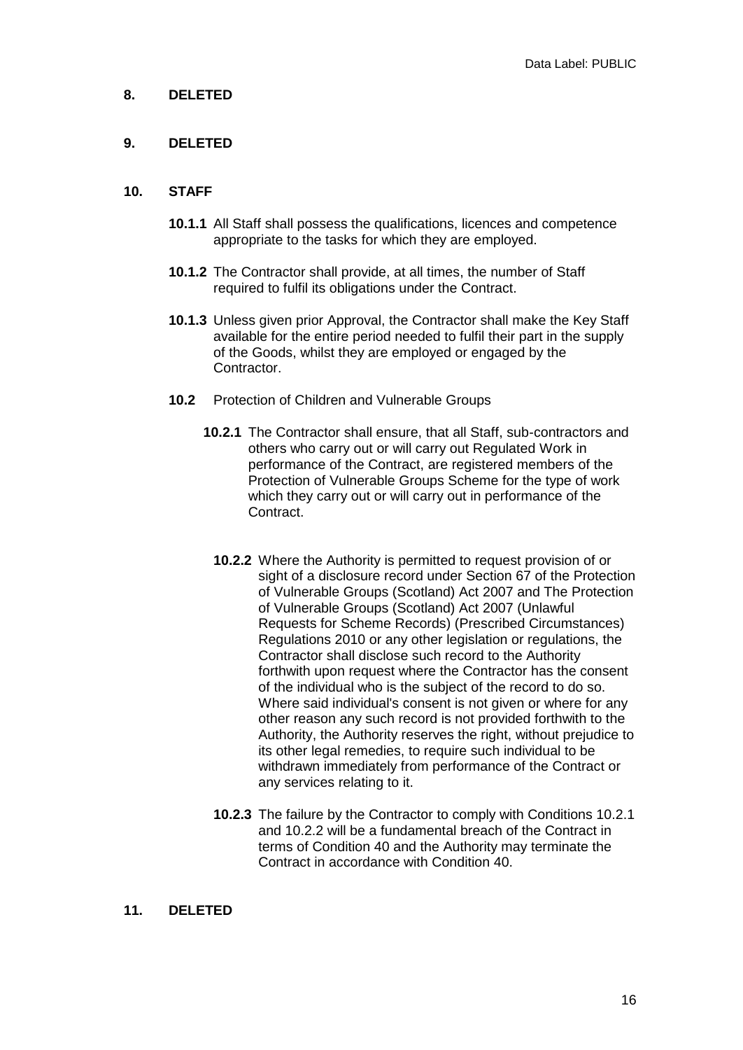## 8. DELETED

## 9. DELETED

## 10. STAFF

**10.1.1** All Staff shall possess the qualifications, licences and competence appropriate to the tasks for which they are employed.

**10.1.2** The Contractor shall provide, at all times, the number of Staff required to fulfil its obligations under the Contract.

**10.1.3** Unless given prior Approval, the Contractor shall make the Key Staff available for the entire period needed to fulfil their part in the supply of the Goods, whilst they are employed or engaged by the Contractor.

**10.2** Protection of Children and Vulnerable Groups

**10.2.1** The Contractor shall ensure, that all Staff, sub-contractors and others who carry out or will carry out Regulated Work in performance of the Contract, are registered members of the Protection of Vulnerable Groups Scheme for the type of work which they carry out or will carry out in performance of the Contract.

**10.2.2** Where the Authority is permitted to request provision of or sight of a disclosure record under Section 67 of the Protection of Vulnerable Groups (Scotland) Act 2007 and The Protection of Vulnerable Groups (Scotland) Act 2007 (Unlawful Requests for Scheme Records) (Prescribed Circumstances) Regulations 2010 or any other legislation or regulations, the Contractor shall disclose such record to the Authority forthwith upon request where the Contractor has the consent of the individual who is the subject of the record to do so. Where said individual's consent is not given or where for any other reason any such record is not provided forthwith to the Authority, the Authority reserves the right, without prejudice to its other legal remedies, to require such individual to be withdrawn immediately from performance of the Contract or any services relating to it.

**10.2.3** The failure by the Contractor to comply with Conditions 10.2.1 and 10.2.2 will be a fundamental breach of the Contract in terms of Condition 40 and the Authority may terminate the Contract in accordance with Condition 40.

## 11. DELETED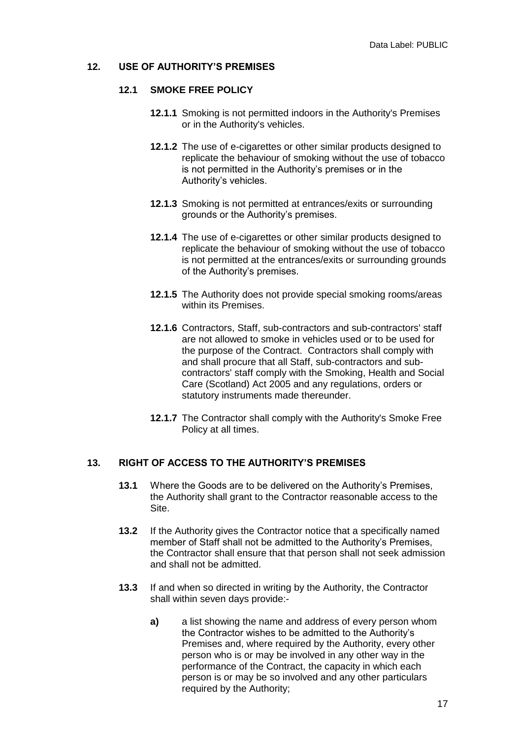## 12. USE OF AUTHORITY'S PREMISES

### 12.1 SMOKE FREE POLICY

**12.1.1** Smoking is not permitted indoors in the Authority's Premises or in the Authority's vehicles.

**12.1.2** The use of e-cigarettes or other similar products designed to replicate the behaviour of smoking without the use of tobacco is not permitted in the Authority's premises or in the Authority's vehicles.

**12.1.3** Smoking is not permitted at entrances/exits or surrounding grounds or the Authority's premises.

**12.1.4** The use of e-cigarettes or other similar products designed to replicate the behaviour of smoking without the use of tobacco is not permitted at the entrances/exits or surrounding grounds of the Authority's premises.

**12.1.5** The Authority does not provide special smoking rooms/areas within its Premises.

**12.1.6** Contractors, Staff, sub-contractors and sub-contractors' staff are not allowed to smoke in vehicles used or to be used for the purpose of the Contract. Contractors shall comply with and shall procure that all Staff, sub-contractors and sub-contractors' staff comply with the Smoking, Health and Social Care (Scotland) Act 2005 and any regulations, orders or statutory instruments made thereunder.

**12.1.7** The Contractor shall comply with the Authority's Smoke Free Policy at all times.

## 13. RIGHT OF ACCESS TO THE AUTHORITY'S PREMISES

**13.1** Where the Goods are to be delivered on the Authority's Premises, the Authority shall grant to the Contractor reasonable access to the Site.

**13.2** If the Authority gives the Contractor notice that a specifically named member of Staff shall not be admitted to the Authority's Premises, the Contractor shall ensure that that person shall not seek admission and shall not be admitted.

**13.3** If and when so directed in writing by the Authority, the Contractor shall within seven days provide:-

**a)** a list showing the name and address of every person whom the Contractor wishes to be admitted to the Authority's Premises and, where required by the Authority, every other person who is or may be involved in any other way in the performance of the Contract, the capacity in which each person is or may be so involved and any other particulars required by the Authority;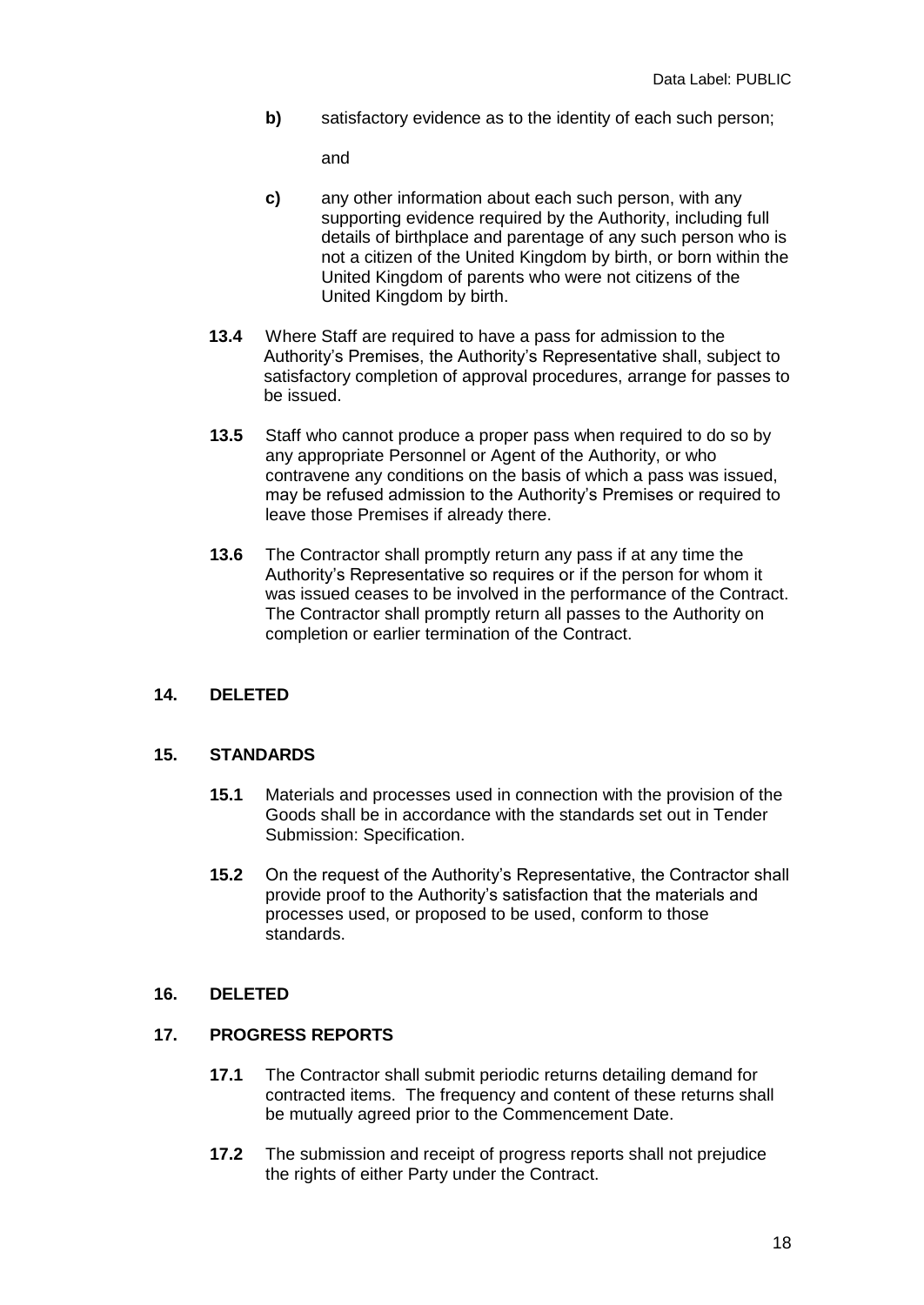**b)** satisfactory evidence as to the identity of each such person;

and

**c)** any other information about each such person, with any supporting evidence required by the Authority, including full details of birthplace and parentage of any such person who is not a citizen of the United Kingdom by birth, or born within the United Kingdom of parents who were not citizens of the United Kingdom by birth.

**13.4** Where Staff are required to have a pass for admission to the Authority's Premises, the Authority's Representative shall, subject to satisfactory completion of approval procedures, arrange for passes to be issued.

**13.5** Staff who cannot produce a proper pass when required to do so by any appropriate Personnel or Agent of the Authority, or who contravene any conditions on the basis of which a pass was issued, may be refused admission to the Authority's Premises or required to leave those Premises if already there.

**13.6** The Contractor shall promptly return any pass if at any time the Authority's Representative so requires or if the person for whom it was issued ceases to be involved in the performance of the Contract. The Contractor shall promptly return all passes to the Authority on completion or earlier termination of the Contract.

## 14. DELETED

## 15. STANDARDS

**15.1** Materials and processes used in connection with the provision of the Goods shall be in accordance with the standards set out in Tender Submission: Specification.

**15.2** On the request of the Authority's Representative, the Contractor shall provide proof to the Authority's satisfaction that the materials and processes used, or proposed to be used, conform to those standards.

## 16. DELETED

## 17. PROGRESS REPORTS

**17.1** The Contractor shall submit periodic returns detailing demand for contracted items. The frequency and content of these returns shall be mutually agreed prior to the Commencement Date.

**17.2** The submission and receipt of progress reports shall not prejudice the rights of either Party under the Contract.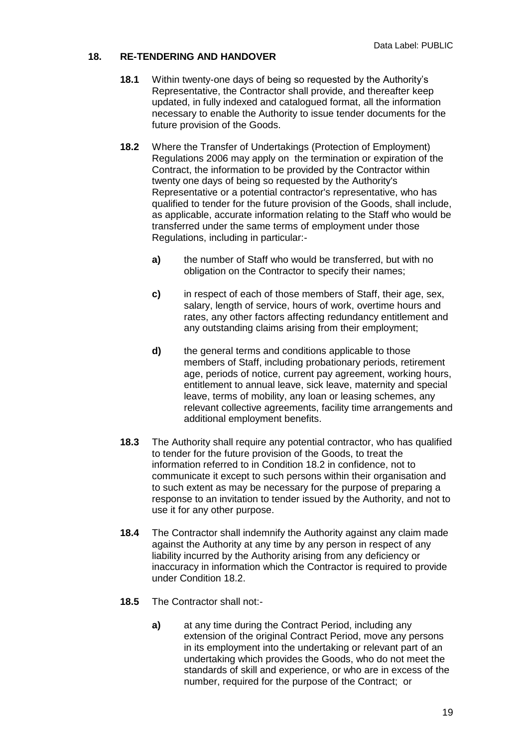## 18. RE-TENDERING AND HANDOVER

**18.1** Within twenty-one days of being so requested by the Authority's Representative, the Contractor shall provide, and thereafter keep updated, in fully indexed and catalogued format, all the information necessary to enable the Authority to issue tender documents for the future provision of the Goods.

**18.2** Where the Transfer of Undertakings (Protection of Employment) Regulations 2006 may apply on the termination or expiration of the Contract, the information to be provided by the Contractor within twenty one days of being so requested by the Authority's Representative or a potential contractor's representative, who has qualified to tender for the future provision of the Goods, shall include, as applicable, accurate information relating to the Staff who would be transferred under the same terms of employment under those Regulations, including in particular:-

- **a)** the number of Staff who would be transferred, but with no obligation on the Contractor to specify their names;
- **c)** in respect of each of those members of Staff, their age, sex, salary, length of service, hours of work, overtime hours and rates, any other factors affecting redundancy entitlement and any outstanding claims arising from their employment;
- **d)** the general terms and conditions applicable to those members of Staff, including probationary periods, retirement age, periods of notice, current pay agreement, working hours, entitlement to annual leave, sick leave, maternity and special leave, terms of mobility, any loan or leasing schemes, any relevant collective agreements, facility time arrangements and additional employment benefits.

**18.3** The Authority shall require any potential contractor, who has qualified to tender for the future provision of the Goods, to treat the information referred to in Condition 18.2 in confidence, not to communicate it except to such persons within their organisation and to such extent as may be necessary for the purpose of preparing a response to an invitation to tender issued by the Authority, and not to use it for any other purpose.

**18.4** The Contractor shall indemnify the Authority against any claim made against the Authority at any time by any person in respect of any liability incurred by the Authority arising from any deficiency or inaccuracy in information which the Contractor is required to provide under Condition 18.2.

**18.5** The Contractor shall not:-

- **a)** at any time during the Contract Period, including any extension of the original Contract Period, move any persons in its employment into the undertaking or relevant part of an undertaking which provides the Goods, who do not meet the standards of skill and experience, or who are in excess of the number, required for the purpose of the Contract; or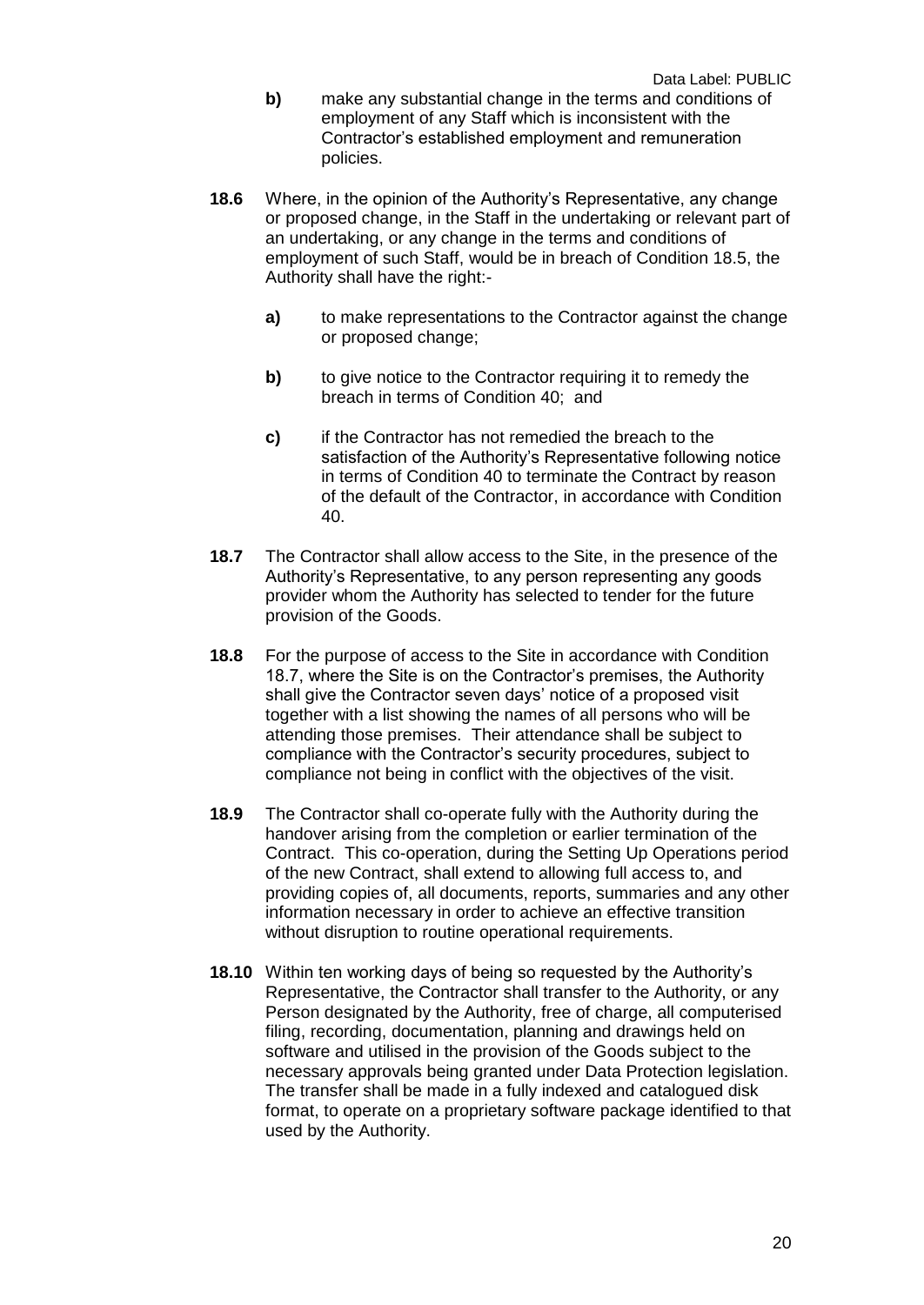**b)** make any substantial change in the terms and conditions of employment of any Staff which is inconsistent with the Contractor's established employment and remuneration policies.

**18.6** Where, in the opinion of the Authority's Representative, any change or proposed change, in the Staff in the undertaking or relevant part of an undertaking, or any change in the terms and conditions of employment of such Staff, would be in breach of Condition 18.5, the Authority shall have the right:-

**a)** to make representations to the Contractor against the change or proposed change;

**b)** to give notice to the Contractor requiring it to remedy the breach in terms of Condition 40; and

**c)** if the Contractor has not remedied the breach to the satisfaction of the Authority's Representative following notice in terms of Condition 40 to terminate the Contract by reason of the default of the Contractor, in accordance with Condition 40.

**18.7** The Contractor shall allow access to the Site, in the presence of the Authority's Representative, to any person representing any goods provider whom the Authority has selected to tender for the future provision of the Goods.

**18.8** For the purpose of access to the Site in accordance with Condition 18.7, where the Site is on the Contractor's premises, the Authority shall give the Contractor seven days' notice of a proposed visit together with a list showing the names of all persons who will be attending those premises. Their attendance shall be subject to compliance with the Contractor's security procedures, subject to compliance not being in conflict with the objectives of the visit.

**18.9** The Contractor shall co-operate fully with the Authority during the handover arising from the completion or earlier termination of the Contract. This co-operation, during the Setting Up Operations period of the new Contract, shall extend to allowing full access to, and providing copies of, all documents, reports, summaries and any other information necessary in order to achieve an effective transition without disruption to routine operational requirements.

**18.10** Within ten working days of being so requested by the Authority's Representative, the Contractor shall transfer to the Authority, or any Person designated by the Authority, free of charge, all computerised filing, recording, documentation, planning and drawings held on software and utilised in the provision of the Goods subject to the necessary approvals being granted under Data Protection legislation. The transfer shall be made in a fully indexed and catalogued disk format, to operate on a proprietary software package identified to that used by the Authority.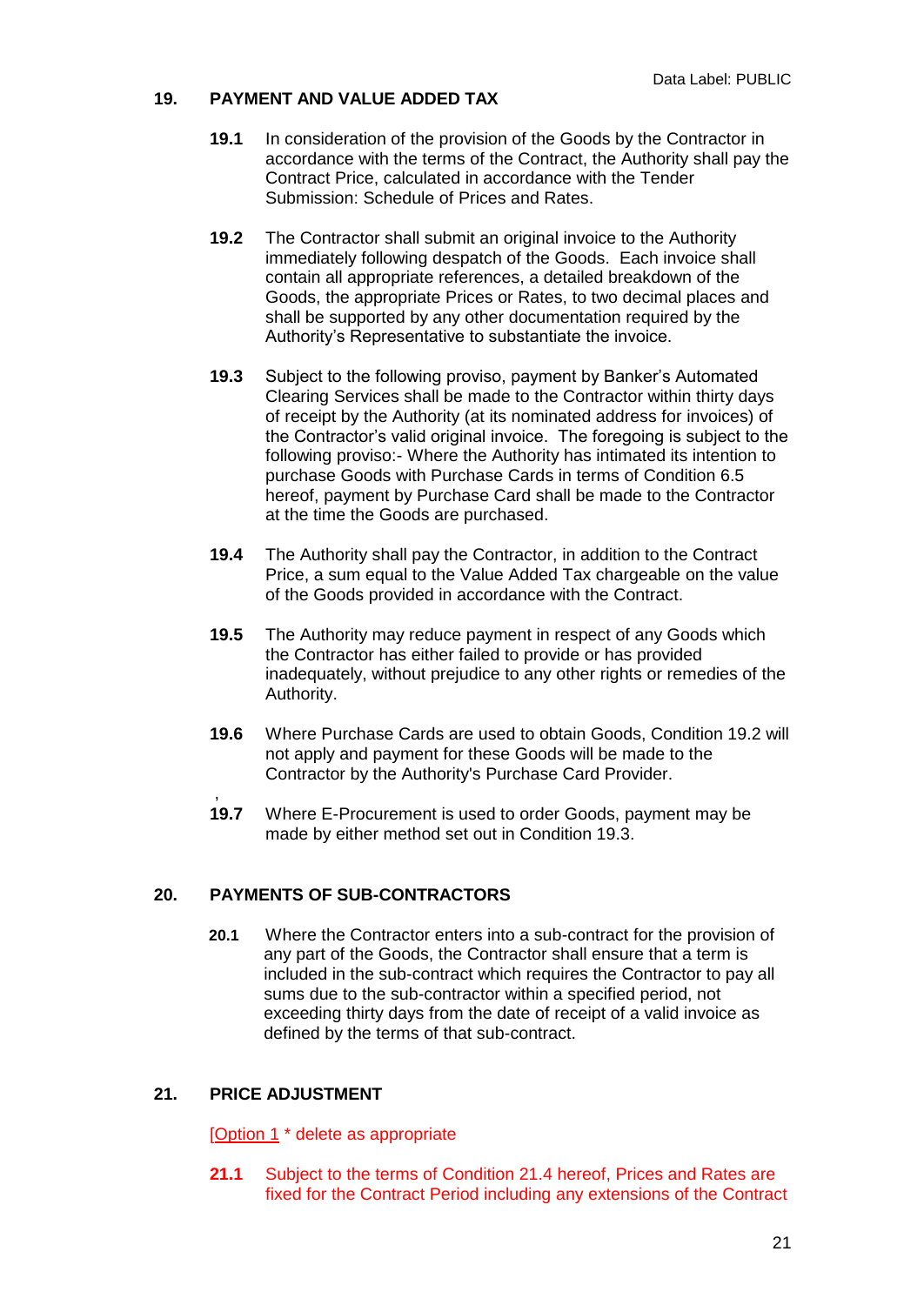## 19. PAYMENT AND VALUE ADDED TAX

**19.1** In consideration of the provision of the Goods by the Contractor in accordance with the terms of the Contract, the Authority shall pay the Contract Price, calculated in accordance with the Tender Submission: Schedule of Prices and Rates.

**19.2** The Contractor shall submit an original invoice to the Authority immediately following despatch of the Goods. Each invoice shall contain all appropriate references, a detailed breakdown of the Goods, the appropriate Prices or Rates, to two decimal places and shall be supported by any other documentation required by the Authority's Representative to substantiate the invoice.

**19.3** Subject to the following proviso, payment by Banker's Automated Clearing Services shall be made to the Contractor within thirty days of receipt by the Authority (at its nominated address for invoices) of the Contractor's valid original invoice. The foregoing is subject to the following proviso:- Where the Authority has intimated its intention to purchase Goods with Purchase Cards in terms of Condition 6.5 hereof, payment by Purchase Card shall be made to the Contractor at the time the Goods are purchased.

**19.4** The Authority shall pay the Contractor, in addition to the Contract Price, a sum equal to the Value Added Tax chargeable on the value of the Goods provided in accordance with the Contract.

**19.5** The Authority may reduce payment in respect of any Goods which the Contractor has either failed to provide or has provided inadequately, without prejudice to any other rights or remedies of the Authority.

**19.6** Where Purchase Cards are used to obtain Goods, Condition 19.2 will not apply and payment for these Goods will be made to the Contractor by the Authority's Purchase Card Provider.

**19.7** Where E-Procurement is used to order Goods, payment may be made by either method set out in Condition 19.3.

## 20. PAYMENTS OF SUB-CONTRACTORS

**20.1** Where the Contractor enters into a sub-contract for the provision of any part of the Goods, the Contractor shall ensure that a term is included in the sub-contract which requires the Contractor to pay all sums due to the sub-contractor within a specified period, not exceeding thirty days from the date of receipt of a valid invoice as defined by the terms of that sub-contract.

## 21. PRICE ADJUSTMENT

[Option 1 * delete as appropriate

**21.1** Subject to the terms of Condition 21.4 hereof, Prices and Rates are fixed for the Contract Period including any extensions of the Contract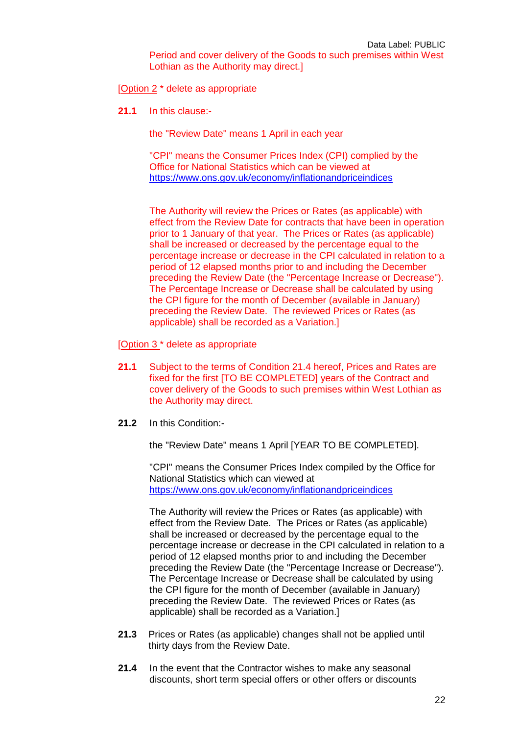Period and cover delivery of the Goods to such premises within West Lothian as the Authority may direct.]

[Option 2 * delete as appropriate

**21.1** In this clause:-

the "Review Date" means 1 April in each year

"CPI" means the Consumer Prices Index (CPI) complied by the Office for National Statistics which can be viewed at https://www.ons.gov.uk/economy/inflationandpriceindices

The Authority will review the Prices or Rates (as applicable) with effect from the Review Date for contracts that have been in operation prior to 1 January of that year. The Prices or Rates (as applicable) shall be increased or decreased by the percentage equal to the percentage increase or decrease in the CPI calculated in relation to a period of 12 elapsed months prior to and including the December preceding the Review Date (the "Percentage Increase or Decrease"). The Percentage Increase or Decrease shall be calculated by using the CPI figure for the month of December (available in January) preceding the Review Date. The reviewed Prices or Rates (as applicable) shall be recorded as a Variation.]

[Option 3 * delete as appropriate

**21.1** Subject to the terms of Condition 21.4 hereof, Prices and Rates are fixed for the first [TO BE COMPLETED] years of the Contract and cover delivery of the Goods to such premises within West Lothian as the Authority may direct.

**21.2** In this Condition:-

the "Review Date" means 1 April [YEAR TO BE COMPLETED].

"CPI" means the Consumer Prices Index compiled by the Office for National Statistics which can viewed at https://www.ons.gov.uk/economy/inflationandpriceindices

The Authority will review the Prices or Rates (as applicable) with effect from the Review Date. The Prices or Rates (as applicable) shall be increased or decreased by the percentage equal to the percentage increase or decrease in the CPI calculated in relation to a period of 12 elapsed months prior to and including the December preceding the Review Date (the "Percentage Increase or Decrease"). The Percentage Increase or Decrease shall be calculated by using the CPI figure for the month of December (available in January) preceding the Review Date. The reviewed Prices or Rates (as applicable) shall be recorded as a Variation.]

**21.3** Prices or Rates (as applicable) changes shall not be applied until thirty days from the Review Date.

**21.4** In the event that the Contractor wishes to make any seasonal discounts, short term special offers or other offers or discounts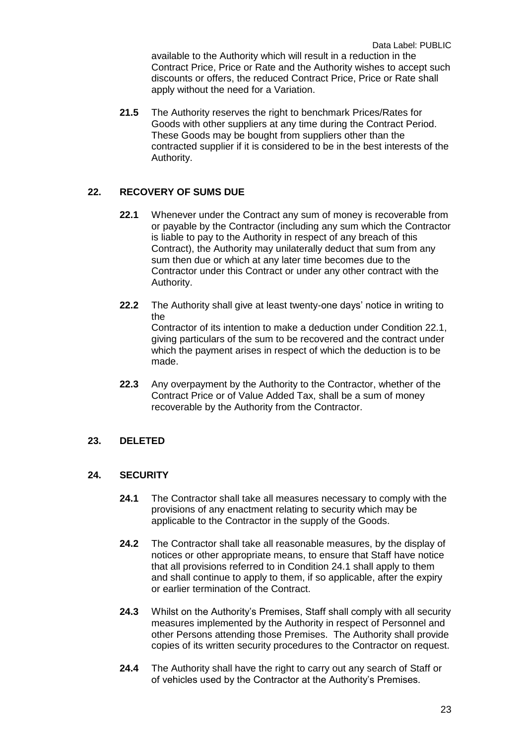available to the Authority which will result in a reduction in the Contract Price, Price or Rate and the Authority wishes to accept such discounts or offers, the reduced Contract Price, Price or Rate shall apply without the need for a Variation.

**21.5** The Authority reserves the right to benchmark Prices/Rates for Goods with other suppliers at any time during the Contract Period. These Goods may be bought from suppliers other than the contracted supplier if it is considered to be in the best interests of the Authority.

## 22. RECOVERY OF SUMS DUE

**22.1** Whenever under the Contract any sum of money is recoverable from or payable by the Contractor (including any sum which the Contractor is liable to pay to the Authority in respect of any breach of this Contract), the Authority may unilaterally deduct that sum from any sum then due or which at any later time becomes due to the Contractor under this Contract or under any other contract with the Authority.

**22.2** The Authority shall give at least twenty-one days' notice in writing to the
Contractor of its intention to make a deduction under Condition 22.1, giving particulars of the sum to be recovered and the contract under which the payment arises in respect of which the deduction is to be made.

**22.3** Any overpayment by the Authority to the Contractor, whether of the Contract Price or of Value Added Tax, shall be a sum of money recoverable by the Authority from the Contractor.

## 23. DELETED

## 24. SECURITY

**24.1** The Contractor shall take all measures necessary to comply with the provisions of any enactment relating to security which may be applicable to the Contractor in the supply of the Goods.

**24.2** The Contractor shall take all reasonable measures, by the display of notices or other appropriate means, to ensure that Staff have notice that all provisions referred to in Condition 24.1 shall apply to them and shall continue to apply to them, if so applicable, after the expiry or earlier termination of the Contract.

**24.3** Whilst on the Authority's Premises, Staff shall comply with all security measures implemented by the Authority in respect of Personnel and other Persons attending those Premises. The Authority shall provide copies of its written security procedures to the Contractor on request.

**24.4** The Authority shall have the right to carry out any search of Staff or of vehicles used by the Contractor at the Authority's Premises.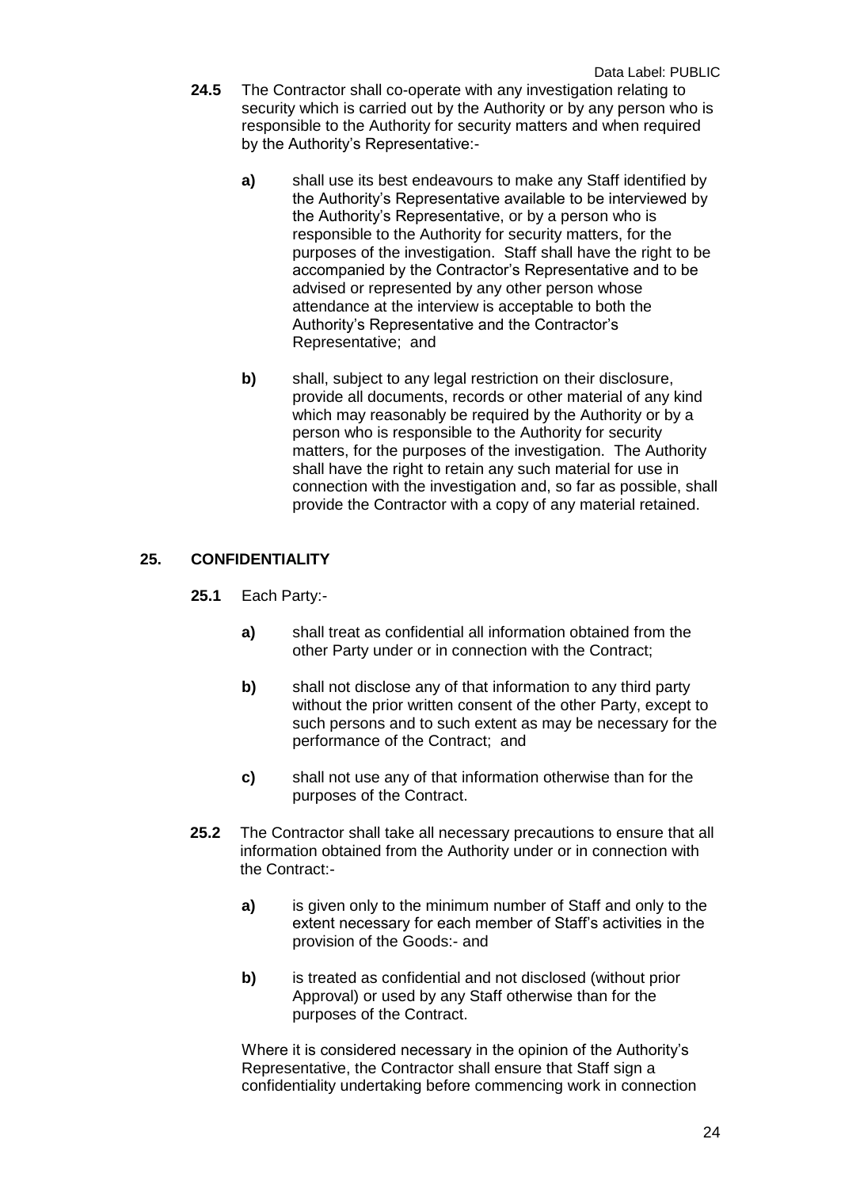**24.5** The Contractor shall co-operate with any investigation relating to security which is carried out by the Authority or by any person who is responsible to the Authority for security matters and when required by the Authority's Representative:-

- **a)** shall use its best endeavours to make any Staff identified by the Authority's Representative available to be interviewed by the Authority's Representative, or by a person who is responsible to the Authority for security matters, for the purposes of the investigation. Staff shall have the right to be accompanied by the Contractor's Representative and to be advised or represented by any other person whose attendance at the interview is acceptable to both the Authority's Representative and the Contractor's Representative; and

- **b)** shall, subject to any legal restriction on their disclosure, provide all documents, records or other material of any kind which may reasonably be required by the Authority or by a person who is responsible to the Authority for security matters, for the purposes of the investigation. The Authority shall have the right to retain any such material for use in connection with the investigation and, so far as possible, shall provide the Contractor with a copy of any material retained.

## 25. CONFIDENTIALITY

**25.1** Each Party:-

- **a)** shall treat as confidential all information obtained from the other Party under or in connection with the Contract;

- **b)** shall not disclose any of that information to any third party without the prior written consent of the other Party, except to such persons and to such extent as may be necessary for the performance of the Contract; and

- **c)** shall not use any of that information otherwise than for the purposes of the Contract.

**25.2** The Contractor shall take all necessary precautions to ensure that all information obtained from the Authority under or in connection with the Contract:-

- **a)** is given only to the minimum number of Staff and only to the extent necessary for each member of Staff's activities in the provision of the Goods:- and

- **b)** is treated as confidential and not disclosed (without prior Approval) or used by any Staff otherwise than for the purposes of the Contract.

Where it is considered necessary in the opinion of the Authority's Representative, the Contractor shall ensure that Staff sign a confidentiality undertaking before commencing work in connection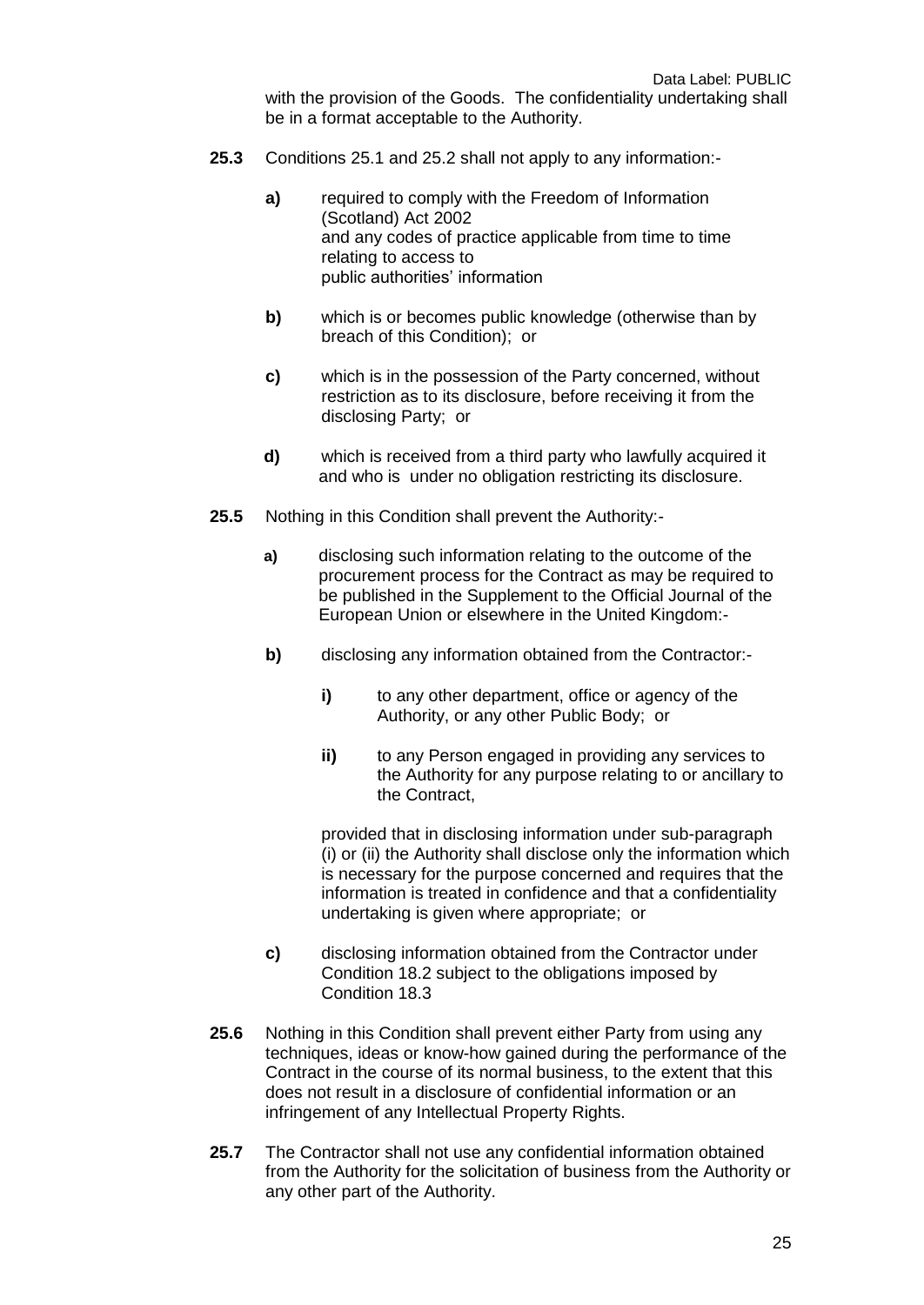with the provision of the Goods. The confidentiality undertaking shall be in a format acceptable to the Authority.

**25.3** Conditions 25.1 and 25.2 shall not apply to any information:-

- **a)** required to comply with the Freedom of Information (Scotland) Act 2002 and any codes of practice applicable from time to time relating to access to public authorities' information
- **b)** which is or becomes public knowledge (otherwise than by breach of this Condition); or
- **c)** which is in the possession of the Party concerned, without restriction as to its disclosure, before receiving it from the disclosing Party; or
- **d)** which is received from a third party who lawfully acquired it and who is under no obligation restricting its disclosure.

**25.5** Nothing in this Condition shall prevent the Authority:-

- **a)** disclosing such information relating to the outcome of the procurement process for the Contract as may be required to be published in the Supplement to the Official Journal of the European Union or elsewhere in the United Kingdom:-
- **b)** disclosing any information obtained from the Contractor:-
  - **i)** to any other department, office or agency of the Authority, or any other Public Body; or
  - **ii)** to any Person engaged in providing any services to the Authority for any purpose relating to or ancillary to the Contract,

  provided that in disclosing information under sub-paragraph (i) or (ii) the Authority shall disclose only the information which is necessary for the purpose concerned and requires that the information is treated in confidence and that a confidentiality undertaking is given where appropriate; or
- **c)** disclosing information obtained from the Contractor under Condition 18.2 subject to the obligations imposed by Condition 18.3

**25.6** Nothing in this Condition shall prevent either Party from using any techniques, ideas or know-how gained during the performance of the Contract in the course of its normal business, to the extent that this does not result in a disclosure of confidential information or an infringement of any Intellectual Property Rights.

**25.7** The Contractor shall not use any confidential information obtained from the Authority for the solicitation of business from the Authority or any other part of the Authority.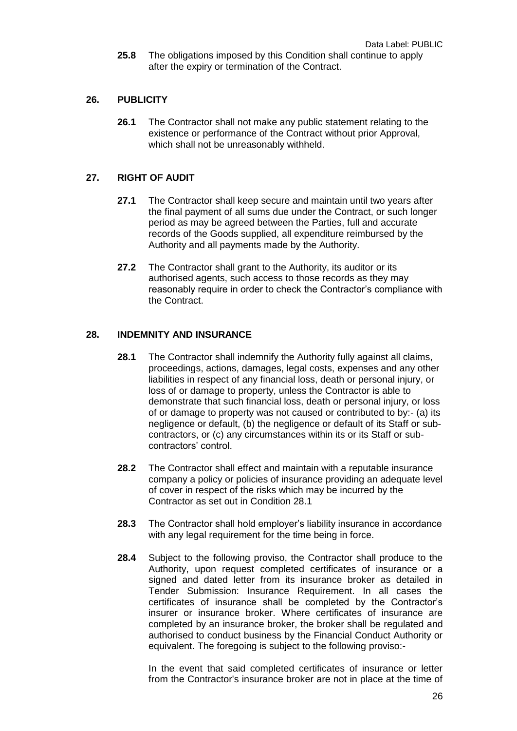**25.8** The obligations imposed by this Condition shall continue to apply after the expiry or termination of the Contract.

## 26. PUBLICITY

**26.1** The Contractor shall not make any public statement relating to the existence or performance of the Contract without prior Approval, which shall not be unreasonably withheld.

## 27. RIGHT OF AUDIT

**27.1** The Contractor shall keep secure and maintain until two years after the final payment of all sums due under the Contract, or such longer period as may be agreed between the Parties, full and accurate records of the Goods supplied, all expenditure reimbursed by the Authority and all payments made by the Authority.

**27.2** The Contractor shall grant to the Authority, its auditor or its authorised agents, such access to those records as they may reasonably require in order to check the Contractor's compliance with the Contract.

## 28. INDEMNITY AND INSURANCE

**28.1** The Contractor shall indemnify the Authority fully against all claims, proceedings, actions, damages, legal costs, expenses and any other liabilities in respect of any financial loss, death or personal injury, or loss of or damage to property, unless the Contractor is able to demonstrate that such financial loss, death or personal injury, or loss of or damage to property was not caused or contributed to by:- (a) its negligence or default, (b) the negligence or default of its Staff or sub-contractors, or (c) any circumstances within its or its Staff or sub-contractors' control.

**28.2** The Contractor shall effect and maintain with a reputable insurance company a policy or policies of insurance providing an adequate level of cover in respect of the risks which may be incurred by the Contractor as set out in Condition 28.1

**28.3** The Contractor shall hold employer's liability insurance in accordance with any legal requirement for the time being in force.

**28.4** Subject to the following proviso, the Contractor shall produce to the Authority, upon request completed certificates of insurance or a signed and dated letter from its insurance broker as detailed in Tender Submission: Insurance Requirement. In all cases the certificates of insurance shall be completed by the Contractor's insurer or insurance broker. Where certificates of insurance are completed by an insurance broker, the broker shall be regulated and authorised to conduct business by the Financial Conduct Authority or equivalent. The foregoing is subject to the following proviso:-

In the event that said completed certificates of insurance or letter from the Contractor's insurance broker are not in place at the time of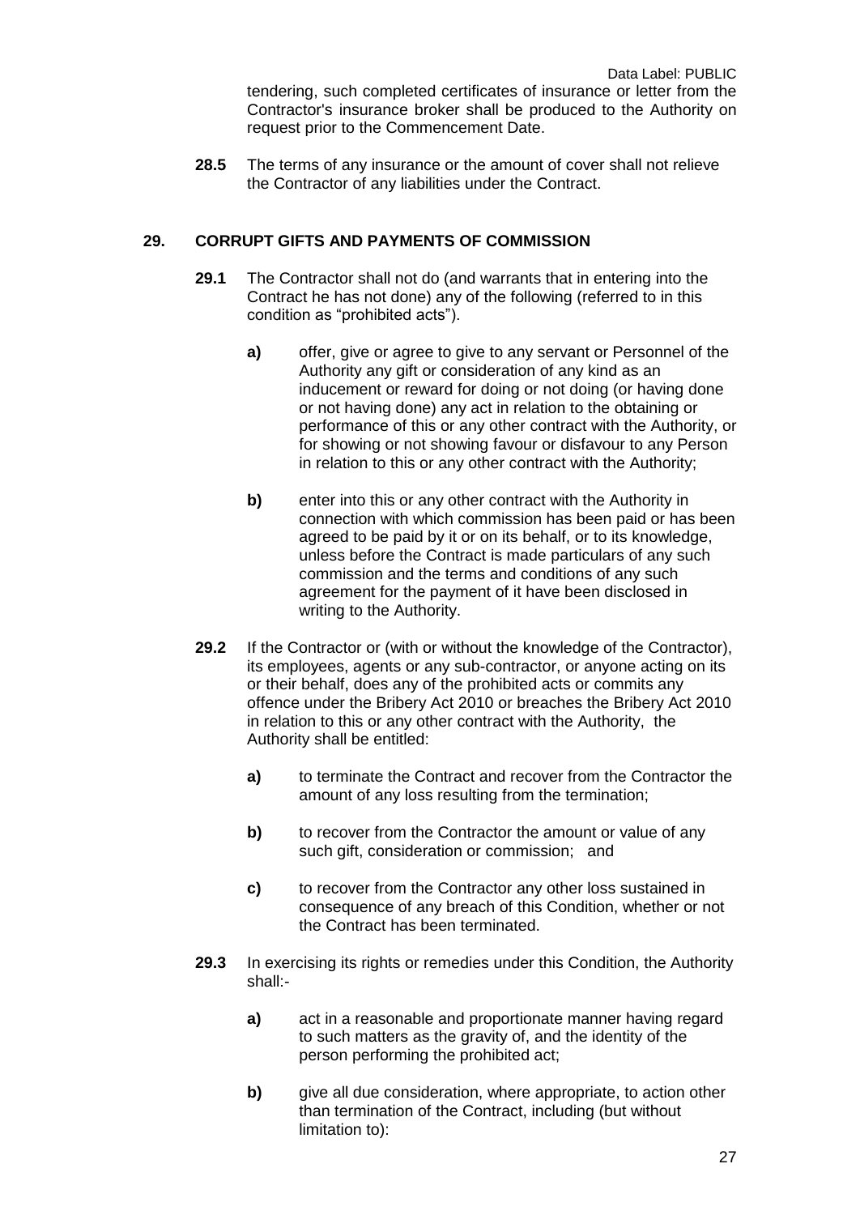tendering, such completed certificates of insurance or letter from the Contractor's insurance broker shall be produced to the Authority on request prior to the Commencement Date.

**28.5** The terms of any insurance or the amount of cover shall not relieve the Contractor of any liabilities under the Contract.

## 29. CORRUPT GIFTS AND PAYMENTS OF COMMISSION

**29.1** The Contractor shall not do (and warrants that in entering into the Contract he has not done) any of the following (referred to in this condition as “prohibited acts”).

**a)** offer, give or agree to give to any servant or Personnel of the Authority any gift or consideration of any kind as an inducement or reward for doing or not doing (or having done or not having done) any act in relation to the obtaining or performance of this or any other contract with the Authority, or for showing or not showing favour or disfavour to any Person in relation to this or any other contract with the Authority;

**b)** enter into this or any other contract with the Authority in connection with which commission has been paid or has been agreed to be paid by it or on its behalf, or to its knowledge, unless before the Contract is made particulars of any such commission and the terms and conditions of any such agreement for the payment of it have been disclosed in writing to the Authority.

**29.2** If the Contractor or (with or without the knowledge of the Contractor), its employees, agents or any sub-contractor, or anyone acting on its or their behalf, does any of the prohibited acts or commits any offence under the Bribery Act 2010 or breaches the Bribery Act 2010 in relation to this or any other contract with the Authority, the Authority shall be entitled:

**a)** to terminate the Contract and recover from the Contractor the amount of any loss resulting from the termination;

**b)** to recover from the Contractor the amount or value of any such gift, consideration or commission; and

**c)** to recover from the Contractor any other loss sustained in consequence of any breach of this Condition, whether or not the Contract has been terminated.

**29.3** In exercising its rights or remedies under this Condition, the Authority shall:-

**a)** act in a reasonable and proportionate manner having regard to such matters as the gravity of, and the identity of the person performing the prohibited act;

**b)** give all due consideration, where appropriate, to action other than termination of the Contract, including (but without limitation to):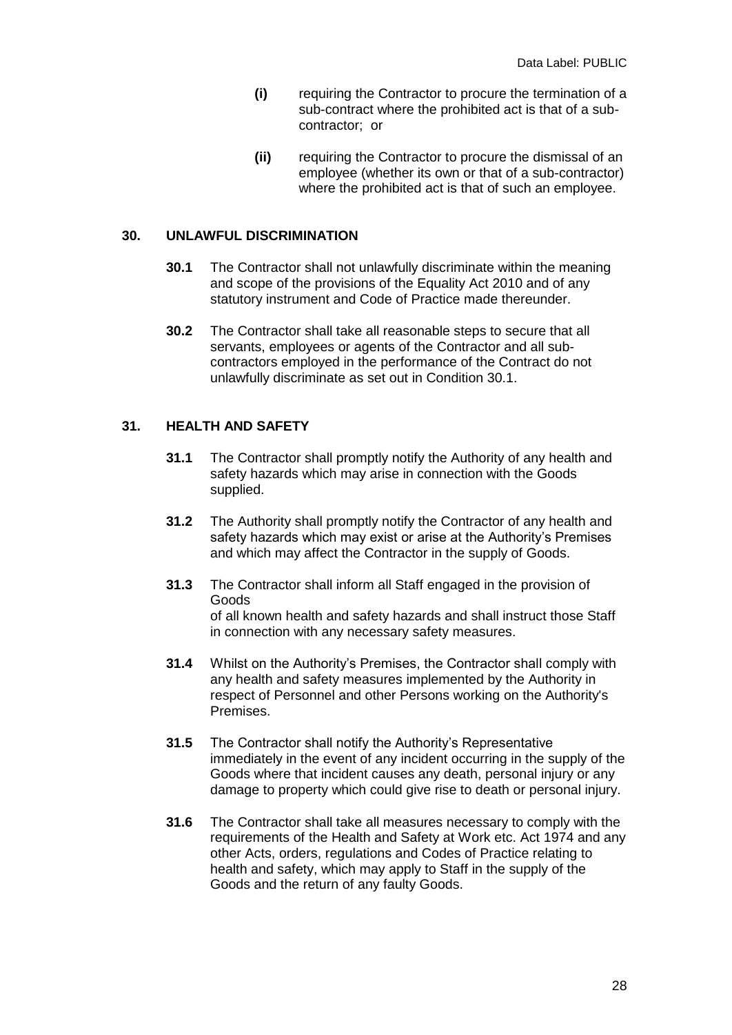- **(i)** requiring the Contractor to procure the termination of a sub-contract where the prohibited act is that of a sub-contractor; or

- **(ii)** requiring the Contractor to procure the dismissal of an employee (whether its own or that of a sub-contractor) where the prohibited act is that of such an employee.

## 30. UNLAWFUL DISCRIMINATION

**30.1** The Contractor shall not unlawfully discriminate within the meaning and scope of the provisions of the Equality Act 2010 and of any statutory instrument and Code of Practice made thereunder.

**30.2** The Contractor shall take all reasonable steps to secure that all servants, employees or agents of the Contractor and all sub-contractors employed in the performance of the Contract do not unlawfully discriminate as set out in Condition 30.1.

## 31. HEALTH AND SAFETY

**31.1** The Contractor shall promptly notify the Authority of any health and safety hazards which may arise in connection with the Goods supplied.

**31.2** The Authority shall promptly notify the Contractor of any health and safety hazards which may exist or arise at the Authority's Premises and which may affect the Contractor in the supply of Goods.

**31.3** The Contractor shall inform all Staff engaged in the provision of Goods
of all known health and safety hazards and shall instruct those Staff in connection with any necessary safety measures.

**31.4** Whilst on the Authority's Premises, the Contractor shall comply with any health and safety measures implemented by the Authority in respect of Personnel and other Persons working on the Authority's Premises.

**31.5** The Contractor shall notify the Authority's Representative immediately in the event of any incident occurring in the supply of the Goods where that incident causes any death, personal injury or any damage to property which could give rise to death or personal injury.

**31.6** The Contractor shall take all measures necessary to comply with the requirements of the Health and Safety at Work etc. Act 1974 and any other Acts, orders, regulations and Codes of Practice relating to health and safety, which may apply to Staff in the supply of the Goods and the return of any faulty Goods.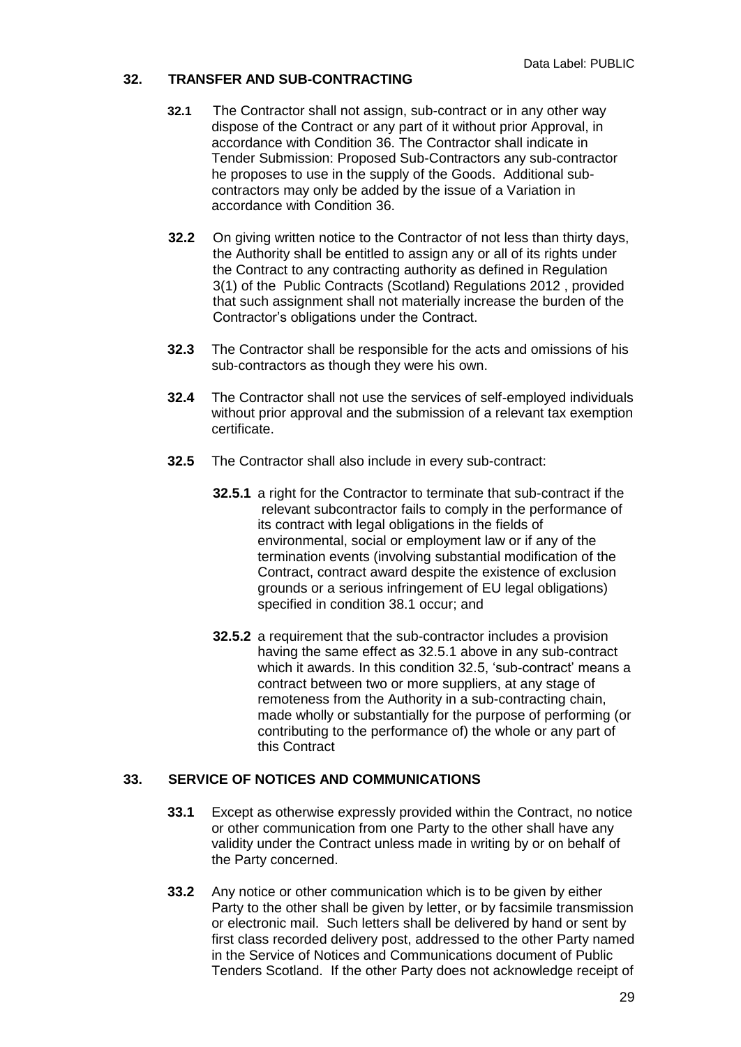## 32. TRANSFER AND SUB-CONTRACTING

**32.1** The Contractor shall not assign, sub-contract or in any other way dispose of the Contract or any part of it without prior Approval, in accordance with Condition 36. The Contractor shall indicate in Tender Submission: Proposed Sub-Contractors any sub-contractor he proposes to use in the supply of the Goods. Additional sub-contractors may only be added by the issue of a Variation in accordance with Condition 36.

**32.2** On giving written notice to the Contractor of not less than thirty days, the Authority shall be entitled to assign any or all of its rights under the Contract to any contracting authority as defined in Regulation 3(1) of the Public Contracts (Scotland) Regulations 2012 , provided that such assignment shall not materially increase the burden of the Contractor's obligations under the Contract.

**32.3** The Contractor shall be responsible for the acts and omissions of his sub-contractors as though they were his own.

**32.4** The Contractor shall not use the services of self-employed individuals without prior approval and the submission of a relevant tax exemption certificate.

**32.5** The Contractor shall also include in every sub-contract:

**32.5.1** a right for the Contractor to terminate that sub-contract if the relevant subcontractor fails to comply in the performance of its contract with legal obligations in the fields of environmental, social or employment law or if any of the termination events (involving substantial modification of the Contract, contract award despite the existence of exclusion grounds or a serious infringement of EU legal obligations) specified in condition 38.1 occur; and

**32.5.2** a requirement that the sub-contractor includes a provision having the same effect as 32.5.1 above in any sub-contract which it awards. In this condition 32.5, 'sub-contract' means a contract between two or more suppliers, at any stage of remoteness from the Authority in a sub-contracting chain, made wholly or substantially for the purpose of performing (or contributing to the performance of) the whole or any part of this Contract

## 33. SERVICE OF NOTICES AND COMMUNICATIONS

**33.1** Except as otherwise expressly provided within the Contract, no notice or other communication from one Party to the other shall have any validity under the Contract unless made in writing by or on behalf of the Party concerned.

**33.2** Any notice or other communication which is to be given by either Party to the other shall be given by letter, or by facsimile transmission or electronic mail. Such letters shall be delivered by hand or sent by first class recorded delivery post, addressed to the other Party named in the Service of Notices and Communications document of Public Tenders Scotland. If the other Party does not acknowledge receipt of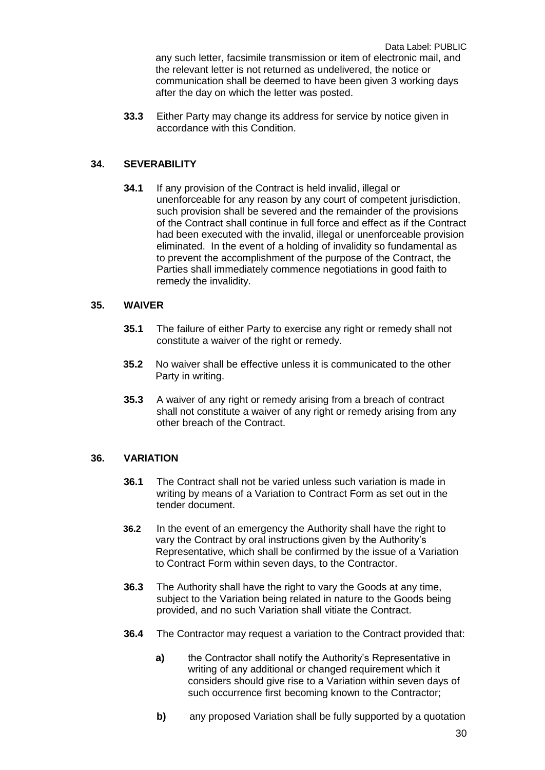any such letter, facsimile transmission or item of electronic mail, and the relevant letter is not returned as undelivered, the notice or communication shall be deemed to have been given 3 working days after the day on which the letter was posted.

**33.3** Either Party may change its address for service by notice given in accordance with this Condition.

## 34. SEVERABILITY

**34.1** If any provision of the Contract is held invalid, illegal or unenforceable for any reason by any court of competent jurisdiction, such provision shall be severed and the remainder of the provisions of the Contract shall continue in full force and effect as if the Contract had been executed with the invalid, illegal or unenforceable provision eliminated. In the event of a holding of invalidity so fundamental as to prevent the accomplishment of the purpose of the Contract, the Parties shall immediately commence negotiations in good faith to remedy the invalidity.

## 35. WAIVER

**35.1** The failure of either Party to exercise any right or remedy shall not constitute a waiver of the right or remedy.

**35.2** No waiver shall be effective unless it is communicated to the other Party in writing.

**35.3** A waiver of any right or remedy arising from a breach of contract shall not constitute a waiver of any right or remedy arising from any other breach of the Contract.

## 36. VARIATION

**36.1** The Contract shall not be varied unless such variation is made in writing by means of a Variation to Contract Form as set out in the tender document.

**36.2** In the event of an emergency the Authority shall have the right to vary the Contract by oral instructions given by the Authority's Representative, which shall be confirmed by the issue of a Variation to Contract Form within seven days, to the Contractor.

**36.3** The Authority shall have the right to vary the Goods at any time, subject to the Variation being related in nature to the Goods being provided, and no such Variation shall vitiate the Contract.

**36.4** The Contractor may request a variation to the Contract provided that:

**a)** the Contractor shall notify the Authority's Representative in writing of any additional or changed requirement which it considers should give rise to a Variation within seven days of such occurrence first becoming known to the Contractor;

**b)** any proposed Variation shall be fully supported by a quotation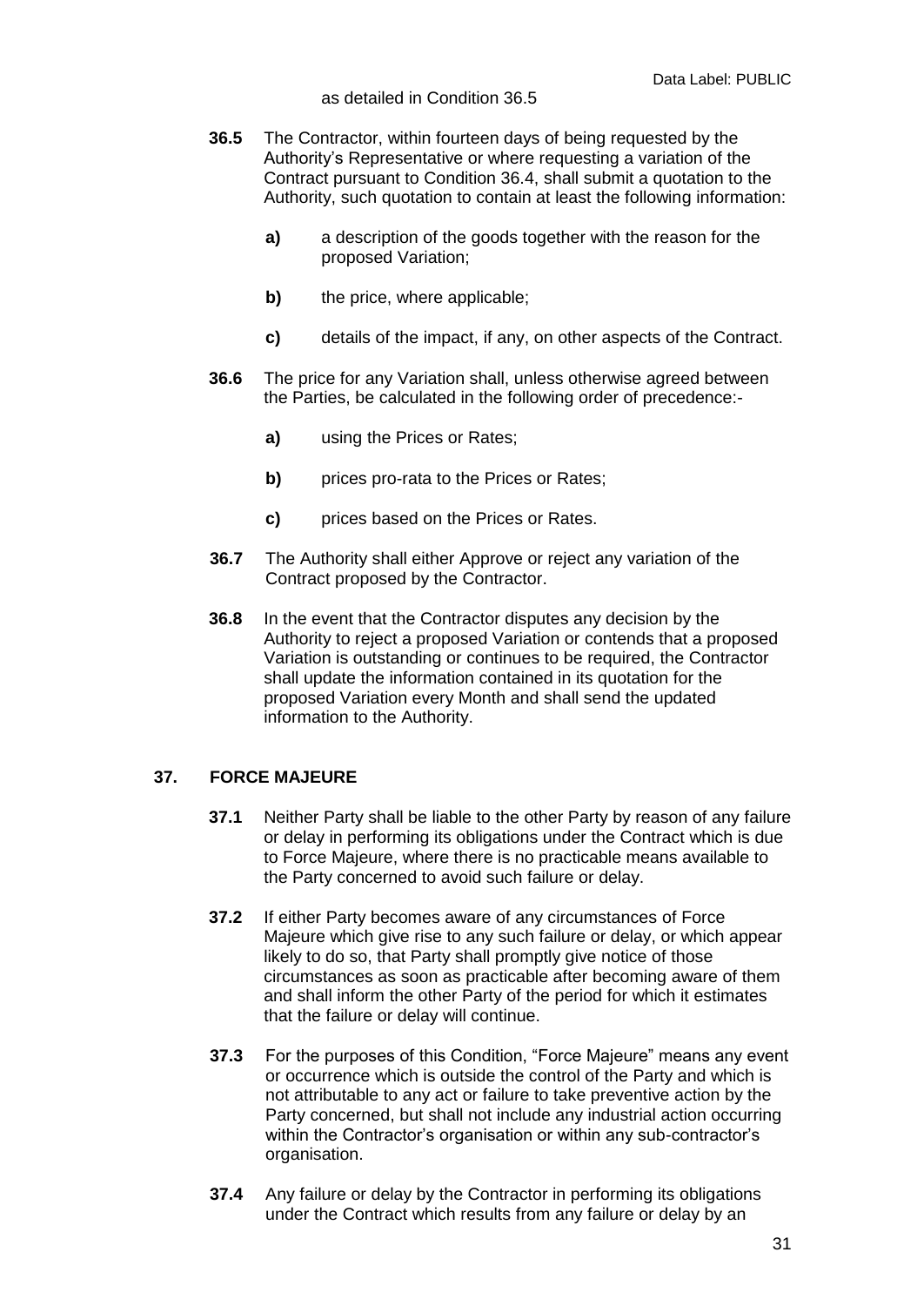as detailed in Condition 36.5

**36.5** The Contractor, within fourteen days of being requested by the Authority's Representative or where requesting a variation of the Contract pursuant to Condition 36.4, shall submit a quotation to the Authority, such quotation to contain at least the following information:

- **a)** a description of the goods together with the reason for the proposed Variation;
- **b)** the price, where applicable;
- **c)** details of the impact, if any, on other aspects of the Contract.

**36.6** The price for any Variation shall, unless otherwise agreed between the Parties, be calculated in the following order of precedence:-

- **a)** using the Prices or Rates;
- **b)** prices pro-rata to the Prices or Rates;
- **c)** prices based on the Prices or Rates.

**36.7** The Authority shall either Approve or reject any variation of the Contract proposed by the Contractor.

**36.8** In the event that the Contractor disputes any decision by the Authority to reject a proposed Variation or contends that a proposed Variation is outstanding or continues to be required, the Contractor shall update the information contained in its quotation for the proposed Variation every Month and shall send the updated information to the Authority.

## 37. FORCE MAJEURE

**37.1** Neither Party shall be liable to the other Party by reason of any failure or delay in performing its obligations under the Contract which is due to Force Majeure, where there is no practicable means available to the Party concerned to avoid such failure or delay.

**37.2** If either Party becomes aware of any circumstances of Force Majeure which give rise to any such failure or delay, or which appear likely to do so, that Party shall promptly give notice of those circumstances as soon as practicable after becoming aware of them and shall inform the other Party of the period for which it estimates that the failure or delay will continue.

**37.3** For the purposes of this Condition, "Force Majeure" means any event or occurrence which is outside the control of the Party and which is not attributable to any act or failure to take preventive action by the Party concerned, but shall not include any industrial action occurring within the Contractor's organisation or within any sub-contractor's organisation.

**37.4** Any failure or delay by the Contractor in performing its obligations under the Contract which results from any failure or delay by an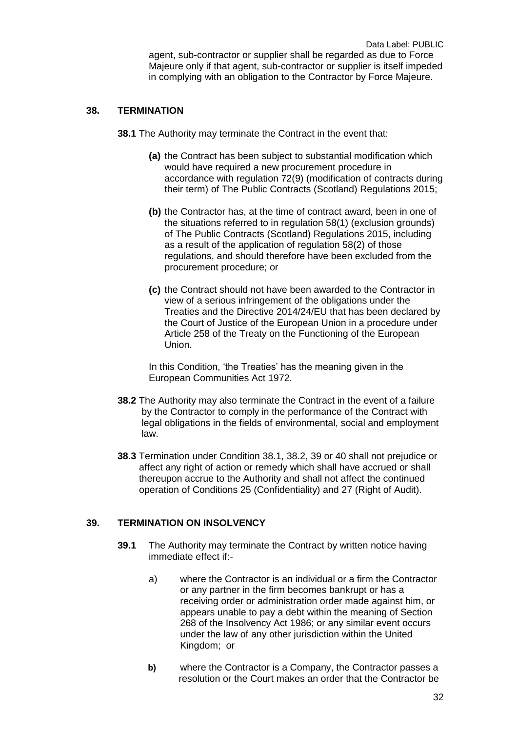agent, sub-contractor or supplier shall be regarded as due to Force Majeure only if that agent, sub-contractor or supplier is itself impeded in complying with an obligation to the Contractor by Force Majeure.

## 38. TERMINATION

**38.1** The Authority may terminate the Contract in the event that:

**(a)** the Contract has been subject to substantial modification which would have required a new procurement procedure in accordance with regulation 72(9) (modification of contracts during their term) of The Public Contracts (Scotland) Regulations 2015;

**(b)** the Contractor has, at the time of contract award, been in one of the situations referred to in regulation 58(1) (exclusion grounds) of The Public Contracts (Scotland) Regulations 2015, including as a result of the application of regulation 58(2) of those regulations, and should therefore have been excluded from the procurement procedure; or

**(c)** the Contract should not have been awarded to the Contractor in view of a serious infringement of the obligations under the Treaties and the Directive 2014/24/EU that has been declared by the Court of Justice of the European Union in a procedure under Article 258 of the Treaty on the Functioning of the European Union.

In this Condition, 'the Treaties' has the meaning given in the European Communities Act 1972.

**38.2** The Authority may also terminate the Contract in the event of a failure by the Contractor to comply in the performance of the Contract with legal obligations in the fields of environmental, social and employment law.

**38.3** Termination under Condition 38.1, 38.2, 39 or 40 shall not prejudice or affect any right of action or remedy which shall have accrued or shall thereupon accrue to the Authority and shall not affect the continued operation of Conditions 25 (Confidentiality) and 27 (Right of Audit).

## 39. TERMINATION ON INSOLVENCY

**39.1** The Authority may terminate the Contract by written notice having immediate effect if:-

a) where the Contractor is an individual or a firm the Contractor or any partner in the firm becomes bankrupt or has a receiving order or administration order made against him, or appears unable to pay a debt within the meaning of Section 268 of the Insolvency Act 1986; or any similar event occurs under the law of any other jurisdiction within the United Kingdom; or

**b)** where the Contractor is a Company, the Contractor passes a resolution or the Court makes an order that the Contractor be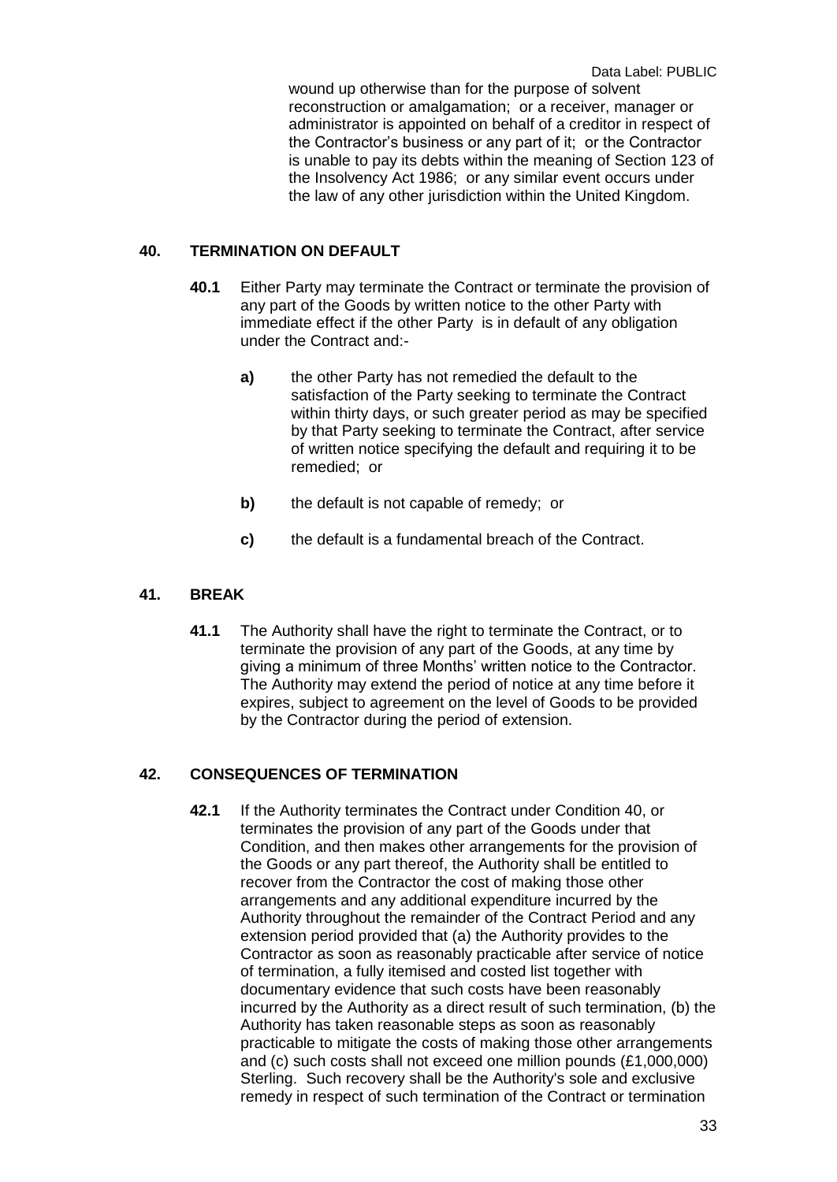wound up otherwise than for the purpose of solvent reconstruction or amalgamation; or a receiver, manager or administrator is appointed on behalf of a creditor in respect of the Contractor's business or any part of it; or the Contractor is unable to pay its debts within the meaning of Section 123 of the Insolvency Act 1986; or any similar event occurs under the law of any other jurisdiction within the United Kingdom.

## 40. TERMINATION ON DEFAULT

**40.1** Either Party may terminate the Contract or terminate the provision of any part of the Goods by written notice to the other Party with immediate effect if the other Party is in default of any obligation under the Contract and:-

**a)** the other Party has not remedied the default to the satisfaction of the Party seeking to terminate the Contract within thirty days, or such greater period as may be specified by that Party seeking to terminate the Contract, after service of written notice specifying the default and requiring it to be remedied; or

**b)** the default is not capable of remedy; or

**c)** the default is a fundamental breach of the Contract.

## 41. BREAK

**41.1** The Authority shall have the right to terminate the Contract, or to terminate the provision of any part of the Goods, at any time by giving a minimum of three Months' written notice to the Contractor. The Authority may extend the period of notice at any time before it expires, subject to agreement on the level of Goods to be provided by the Contractor during the period of extension.

## 42. CONSEQUENCES OF TERMINATION

**42.1** If the Authority terminates the Contract under Condition 40, or terminates the provision of any part of the Goods under that Condition, and then makes other arrangements for the provision of the Goods or any part thereof, the Authority shall be entitled to recover from the Contractor the cost of making those other arrangements and any additional expenditure incurred by the Authority throughout the remainder of the Contract Period and any extension period provided that (a) the Authority provides to the Contractor as soon as reasonably practicable after service of notice of termination, a fully itemised and costed list together with documentary evidence that such costs have been reasonably incurred by the Authority as a direct result of such termination, (b) the Authority has taken reasonable steps as soon as reasonably practicable to mitigate the costs of making those other arrangements and (c) such costs shall not exceed one million pounds (£1,000,000) Sterling. Such recovery shall be the Authority's sole and exclusive remedy in respect of such termination of the Contract or termination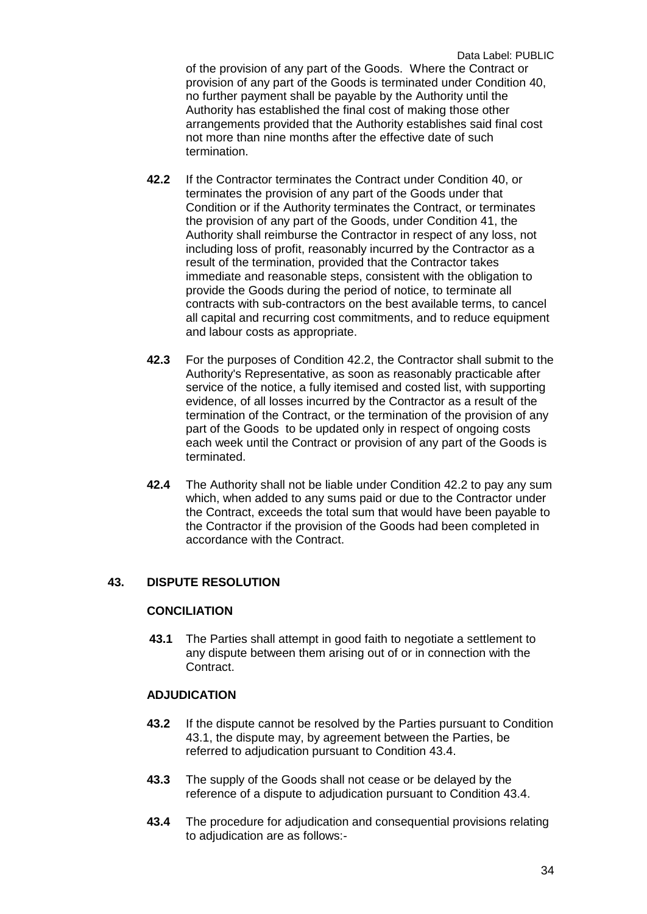of the provision of any part of the Goods. Where the Contract or provision of any part of the Goods is terminated under Condition 40, no further payment shall be payable by the Authority until the Authority has established the final cost of making those other arrangements provided that the Authority establishes said final cost not more than nine months after the effective date of such termination.

**42.2** If the Contractor terminates the Contract under Condition 40, or terminates the provision of any part of the Goods under that Condition or if the Authority terminates the Contract, or terminates the provision of any part of the Goods, under Condition 41, the Authority shall reimburse the Contractor in respect of any loss, not including loss of profit, reasonably incurred by the Contractor as a result of the termination, provided that the Contractor takes immediate and reasonable steps, consistent with the obligation to provide the Goods during the period of notice, to terminate all contracts with sub-contractors on the best available terms, to cancel all capital and recurring cost commitments, and to reduce equipment and labour costs as appropriate.

**42.3** For the purposes of Condition 42.2, the Contractor shall submit to the Authority's Representative, as soon as reasonably practicable after service of the notice, a fully itemised and costed list, with supporting evidence, of all losses incurred by the Contractor as a result of the termination of the Contract, or the termination of the provision of any part of the Goods to be updated only in respect of ongoing costs each week until the Contract or provision of any part of the Goods is terminated.

**42.4** The Authority shall not be liable under Condition 42.2 to pay any sum which, when added to any sums paid or due to the Contractor under the Contract, exceeds the total sum that would have been payable to the Contractor if the provision of the Goods had been completed in accordance with the Contract.

## 43. DISPUTE RESOLUTION

### CONCILIATION

**43.1** The Parties shall attempt in good faith to negotiate a settlement to any dispute between them arising out of or in connection with the Contract.

### ADJUDICATION

**43.2** If the dispute cannot be resolved by the Parties pursuant to Condition 43.1, the dispute may, by agreement between the Parties, be referred to adjudication pursuant to Condition 43.4.

**43.3** The supply of the Goods shall not cease or be delayed by the reference of a dispute to adjudication pursuant to Condition 43.4.

**43.4** The procedure for adjudication and consequential provisions relating to adjudication are as follows:-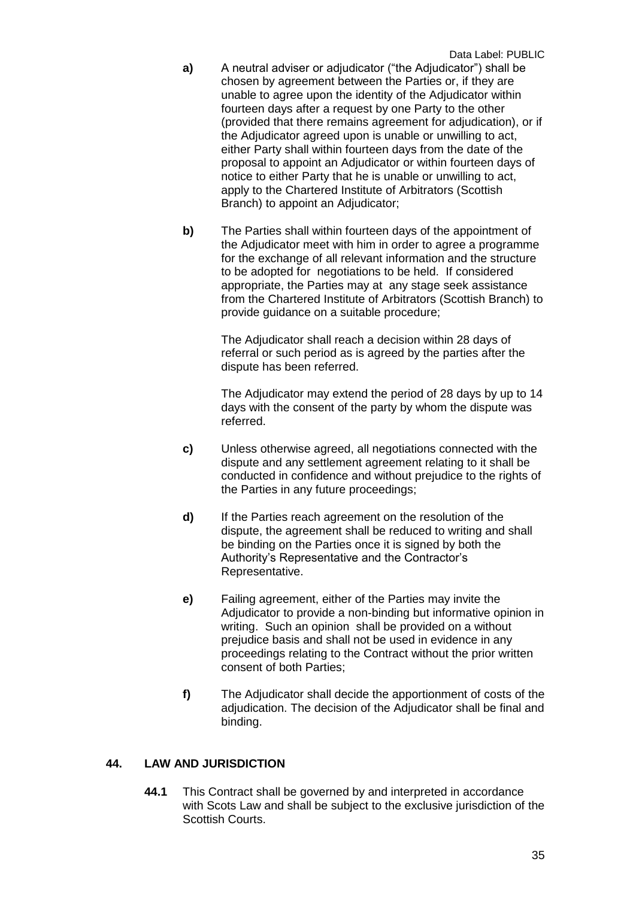**a)** A neutral adviser or adjudicator ("the Adjudicator") shall be chosen by agreement between the Parties or, if they are unable to agree upon the identity of the Adjudicator within fourteen days after a request by one Party to the other (provided that there remains agreement for adjudication), or if the Adjudicator agreed upon is unable or unwilling to act, either Party shall within fourteen days from the date of the proposal to appoint an Adjudicator or within fourteen days of notice to either Party that he is unable or unwilling to act, apply to the Chartered Institute of Arbitrators (Scottish Branch) to appoint an Adjudicator;

**b)** The Parties shall within fourteen days of the appointment of the Adjudicator meet with him in order to agree a programme for the exchange of all relevant information and the structure to be adopted for negotiations to be held. If considered appropriate, the Parties may at any stage seek assistance from the Chartered Institute of Arbitrators (Scottish Branch) to provide guidance on a suitable procedure;

The Adjudicator shall reach a decision within 28 days of referral or such period as is agreed by the parties after the dispute has been referred.

The Adjudicator may extend the period of 28 days by up to 14 days with the consent of the party by whom the dispute was referred.

**c)** Unless otherwise agreed, all negotiations connected with the dispute and any settlement agreement relating to it shall be conducted in confidence and without prejudice to the rights of the Parties in any future proceedings;

**d)** If the Parties reach agreement on the resolution of the dispute, the agreement shall be reduced to writing and shall be binding on the Parties once it is signed by both the Authority's Representative and the Contractor's Representative.

**e)** Failing agreement, either of the Parties may invite the Adjudicator to provide a non-binding but informative opinion in writing. Such an opinion shall be provided on a without prejudice basis and shall not be used in evidence in any proceedings relating to the Contract without the prior written consent of both Parties;

**f)** The Adjudicator shall decide the apportionment of costs of the adjudication. The decision of the Adjudicator shall be final and binding.

## 44. LAW AND JURISDICTION

**44.1** This Contract shall be governed by and interpreted in accordance with Scots Law and shall be subject to the exclusive jurisdiction of the Scottish Courts.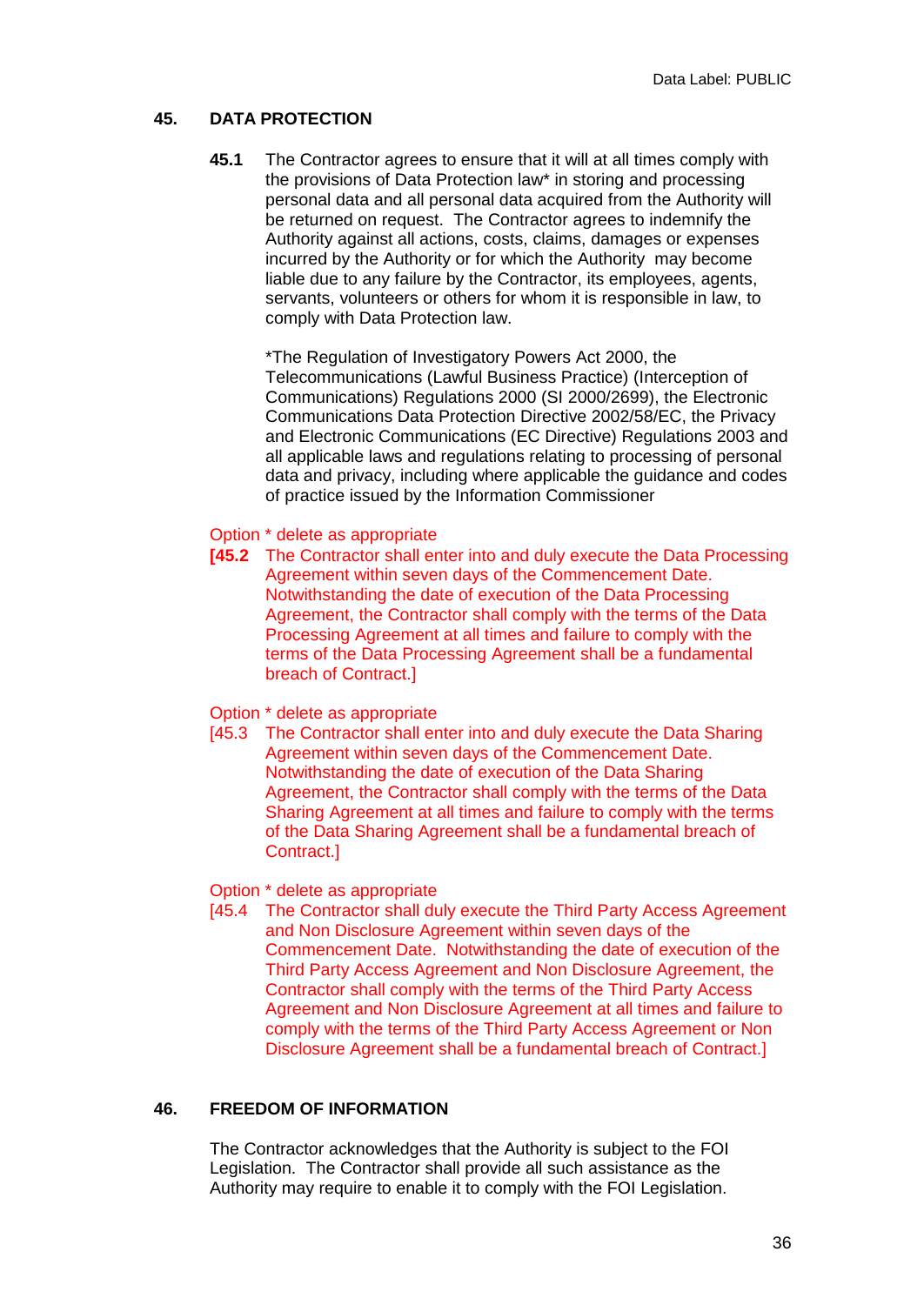## 45. DATA PROTECTION

**45.1** The Contractor agrees to ensure that it will at all times comply with the provisions of Data Protection law* in storing and processing personal data and all personal data acquired from the Authority will be returned on request. The Contractor agrees to indemnify the Authority against all actions, costs, claims, damages or expenses incurred by the Authority or for which the Authority may become liable due to any failure by the Contractor, its employees, agents, servants, volunteers or others for whom it is responsible in law, to comply with Data Protection law.

*The Regulation of Investigatory Powers Act 2000, the Telecommunications (Lawful Business Practice) (Interception of Communications) Regulations 2000 (SI 2000/2699), the Electronic Communications Data Protection Directive 2002/58/EC, the Privacy and Electronic Communications (EC Directive) Regulations 2003 and all applicable laws and regulations relating to processing of personal data and privacy, including where applicable the guidance and codes of practice issued by the Information Commissioner

Option * delete as appropriate

**[45.2** The Contractor shall enter into and duly execute the Data Processing Agreement within seven days of the Commencement Date. Notwithstanding the date of execution of the Data Processing Agreement, the Contractor shall comply with the terms of the Data Processing Agreement at all times and failure to comply with the terms of the Data Processing Agreement shall be a fundamental breach of Contract.]

Option * delete as appropriate

[45.3 The Contractor shall enter into and duly execute the Data Sharing Agreement within seven days of the Commencement Date. Notwithstanding the date of execution of the Data Sharing Agreement, the Contractor shall comply with the terms of the Data Sharing Agreement at all times and failure to comply with the terms of the Data Sharing Agreement shall be a fundamental breach of Contract.]

Option * delete as appropriate

[45.4 The Contractor shall duly execute the Third Party Access Agreement and Non Disclosure Agreement within seven days of the Commencement Date. Notwithstanding the date of execution of the Third Party Access Agreement and Non Disclosure Agreement, the Contractor shall comply with the terms of the Third Party Access Agreement and Non Disclosure Agreement at all times and failure to comply with the terms of the Third Party Access Agreement or Non Disclosure Agreement shall be a fundamental breach of Contract.]

## 46. FREEDOM OF INFORMATION

The Contractor acknowledges that the Authority is subject to the FOI Legislation. The Contractor shall provide all such assistance as the Authority may require to enable it to comply with the FOI Legislation.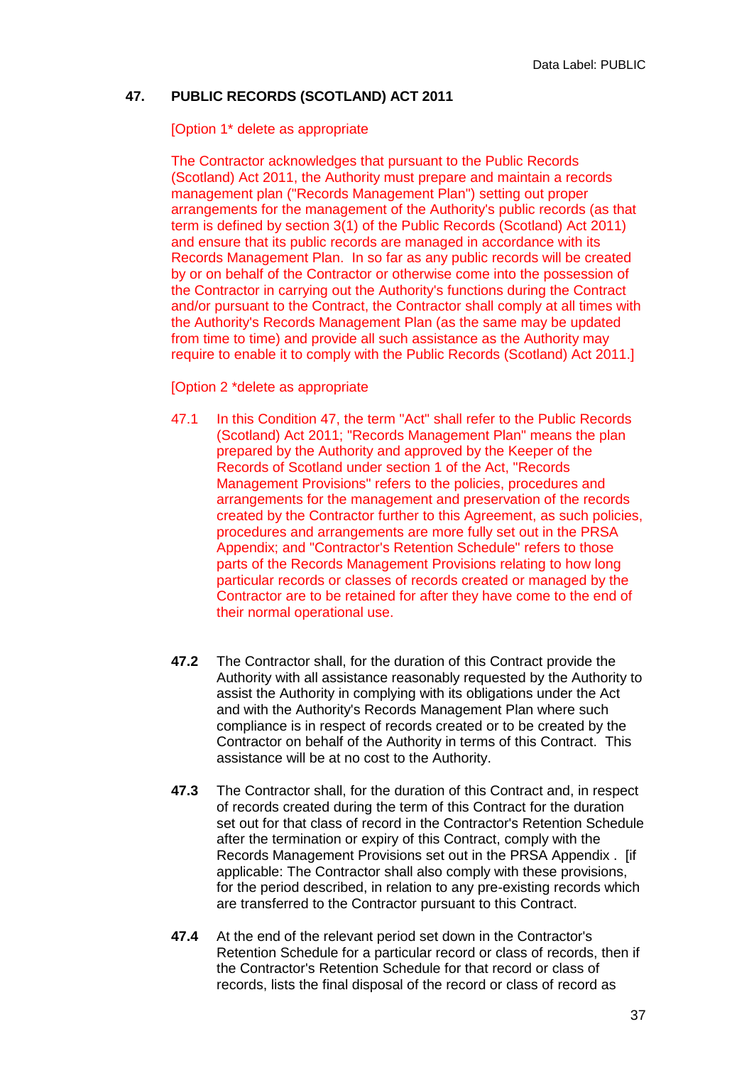Data Label: PUBLIC

## 47. PUBLIC RECORDS (SCOTLAND) ACT 2011

[Option 1* delete as appropriate

The Contractor acknowledges that pursuant to the Public Records (Scotland) Act 2011, the Authority must prepare and maintain a records management plan ("Records Management Plan") setting out proper arrangements for the management of the Authority's public records (as that term is defined by section 3(1) of the Public Records (Scotland) Act 2011) and ensure that its public records are managed in accordance with its Records Management Plan. In so far as any public records will be created by or on behalf of the Contractor or otherwise come into the possession of the Contractor in carrying out the Authority's functions during the Contract and/or pursuant to the Contract, the Contractor shall comply at all times with the Authority's Records Management Plan (as the same may be updated from time to time) and provide all such assistance as the Authority may require to enable it to comply with the Public Records (Scotland) Act 2011.]

[Option 2 *delete as appropriate

47.1 In this Condition 47, the term "Act" shall refer to the Public Records (Scotland) Act 2011; "Records Management Plan" means the plan prepared by the Authority and approved by the Keeper of the Records of Scotland under section 1 of the Act, "Records Management Provisions" refers to the policies, procedures and arrangements for the management and preservation of the records created by the Contractor further to this Agreement, as such policies, procedures and arrangements are more fully set out in the PRSA Appendix; and "Contractor's Retention Schedule" refers to those parts of the Records Management Provisions relating to how long particular records or classes of records created or managed by the Contractor are to be retained for after they have come to the end of their normal operational use.

**47.2** The Contractor shall, for the duration of this Contract provide the Authority with all assistance reasonably requested by the Authority to assist the Authority in complying with its obligations under the Act and with the Authority's Records Management Plan where such compliance is in respect of records created or to be created by the Contractor on behalf of the Authority in terms of this Contract. This assistance will be at no cost to the Authority.

**47.3** The Contractor shall, for the duration of this Contract and, in respect of records created during the term of this Contract for the duration set out for that class of record in the Contractor's Retention Schedule after the termination or expiry of this Contract, comply with the Records Management Provisions set out in the PRSA Appendix . [if applicable: The Contractor shall also comply with these provisions, for the period described, in relation to any pre-existing records which are transferred to the Contractor pursuant to this Contract.

**47.4** At the end of the relevant period set down in the Contractor's Retention Schedule for a particular record or class of records, then if the Contractor's Retention Schedule for that record or class of records, lists the final disposal of the record or class of record as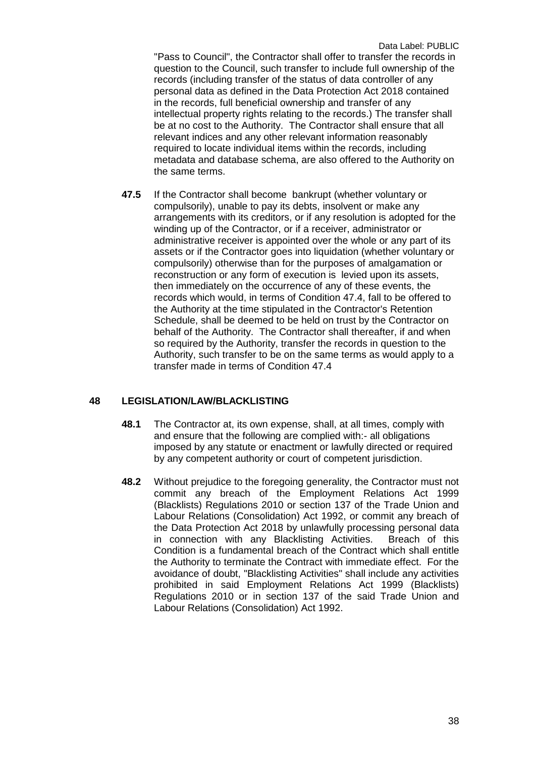"Pass to Council", the Contractor shall offer to transfer the records in question to the Council, such transfer to include full ownership of the records (including transfer of the status of data controller of any personal data as defined in the Data Protection Act 2018 contained in the records, full beneficial ownership and transfer of any intellectual property rights relating to the records.) The transfer shall be at no cost to the Authority. The Contractor shall ensure that all relevant indices and any other relevant information reasonably required to locate individual items within the records, including metadata and database schema, are also offered to the Authority on the same terms.

**47.5** If the Contractor shall become bankrupt (whether voluntary or compulsorily), unable to pay its debts, insolvent or make any arrangements with its creditors, or if any resolution is adopted for the winding up of the Contractor, or if a receiver, administrator or administrative receiver is appointed over the whole or any part of its assets or if the Contractor goes into liquidation (whether voluntary or compulsorily) otherwise than for the purposes of amalgamation or reconstruction or any form of execution is levied upon its assets, then immediately on the occurrence of any of these events, the records which would, in terms of Condition 47.4, fall to be offered to the Authority at the time stipulated in the Contractor's Retention Schedule, shall be deemed to be held on trust by the Contractor on behalf of the Authority. The Contractor shall thereafter, if and when so required by the Authority, transfer the records in question to the Authority, such transfer to be on the same terms as would apply to a transfer made in terms of Condition 47.4

## 48 LEGISLATION/LAW/BLACKLISTING

**48.1** The Contractor at, its own expense, shall, at all times, comply with and ensure that the following are complied with:- all obligations imposed by any statute or enactment or lawfully directed or required by any competent authority or court of competent jurisdiction.

**48.2** Without prejudice to the foregoing generality, the Contractor must not commit any breach of the Employment Relations Act 1999 (Blacklists) Regulations 2010 or section 137 of the Trade Union and Labour Relations (Consolidation) Act 1992, or commit any breach of the Data Protection Act 2018 by unlawfully processing personal data in connection with any Blacklisting Activities. Breach of this Condition is a fundamental breach of the Contract which shall entitle the Authority to terminate the Contract with immediate effect. For the avoidance of doubt, "Blacklisting Activities" shall include any activities prohibited in said Employment Relations Act 1999 (Blacklists) Regulations 2010 or in section 137 of the said Trade Union and Labour Relations (Consolidation) Act 1992.